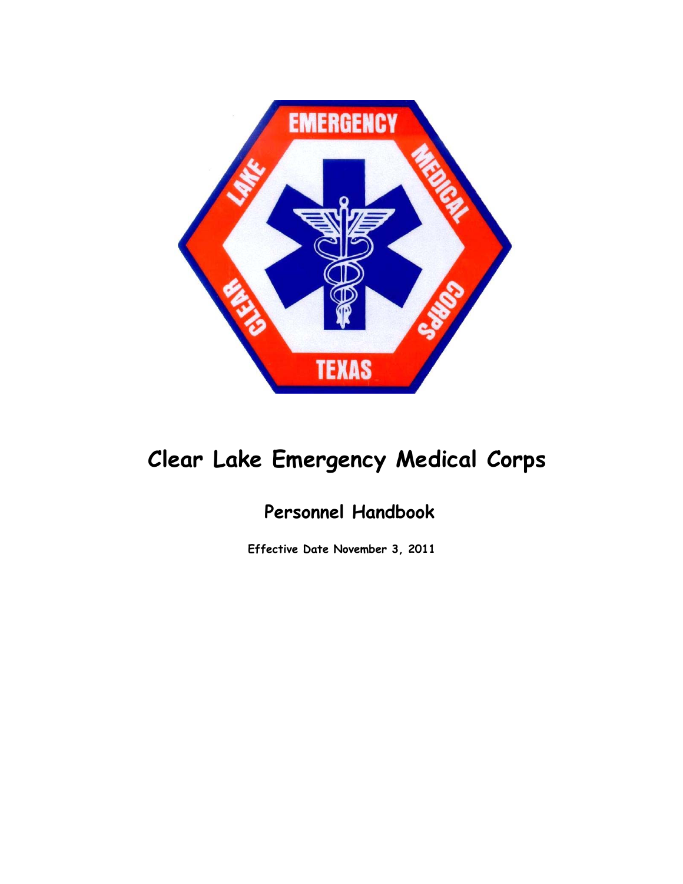# Clear Lake Emergency Medical Corps

## Personnel Handbook

**Effective Date November 3, 2011**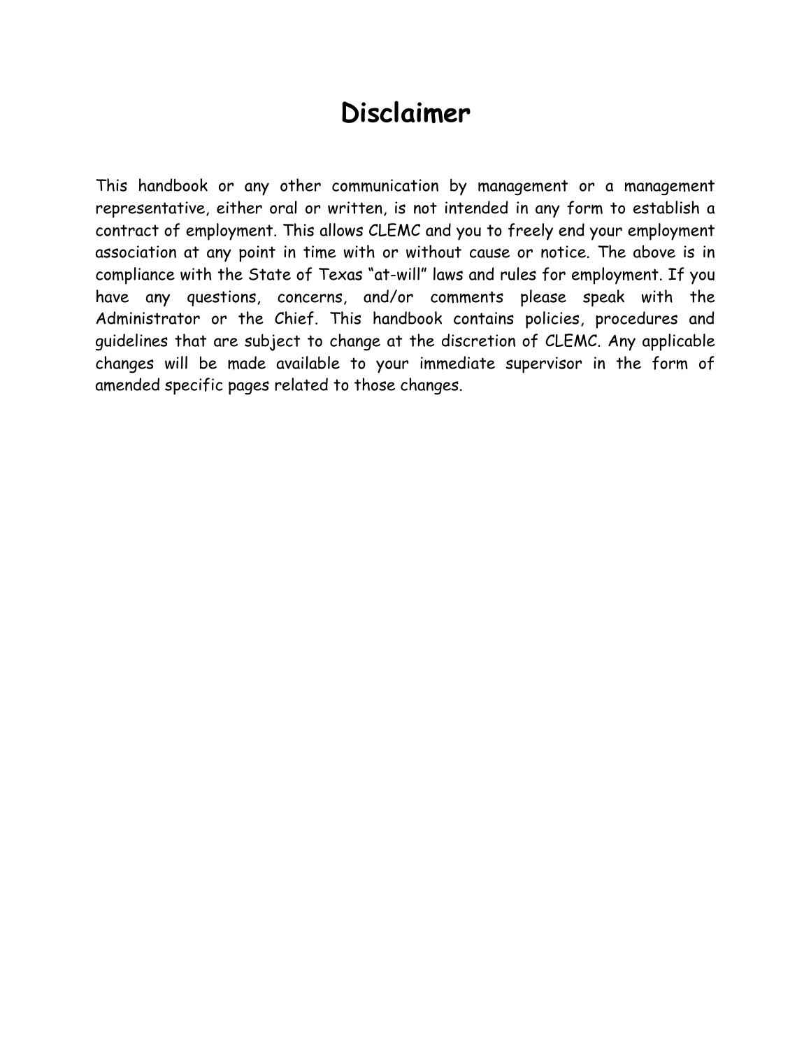# Disclaimer

This handbook or any other communication by management or a management representative, either oral or written, is not intended in any form to establish a contract of employment. This allows CLEMC and you to freely end your employment association at any point in time with or without cause or notice. The above is in compliance with the State of Texas "at-will" laws and rules for employment. If you have any questions, concerns, and/or comments please speak with the Administrator or the Chief. This handbook contains policies, procedures and guidelines that are subject to change at the discretion of CLEMC. Any applicable changes will be made available to your immediate supervisor in the form of amended specific pages related to those changes.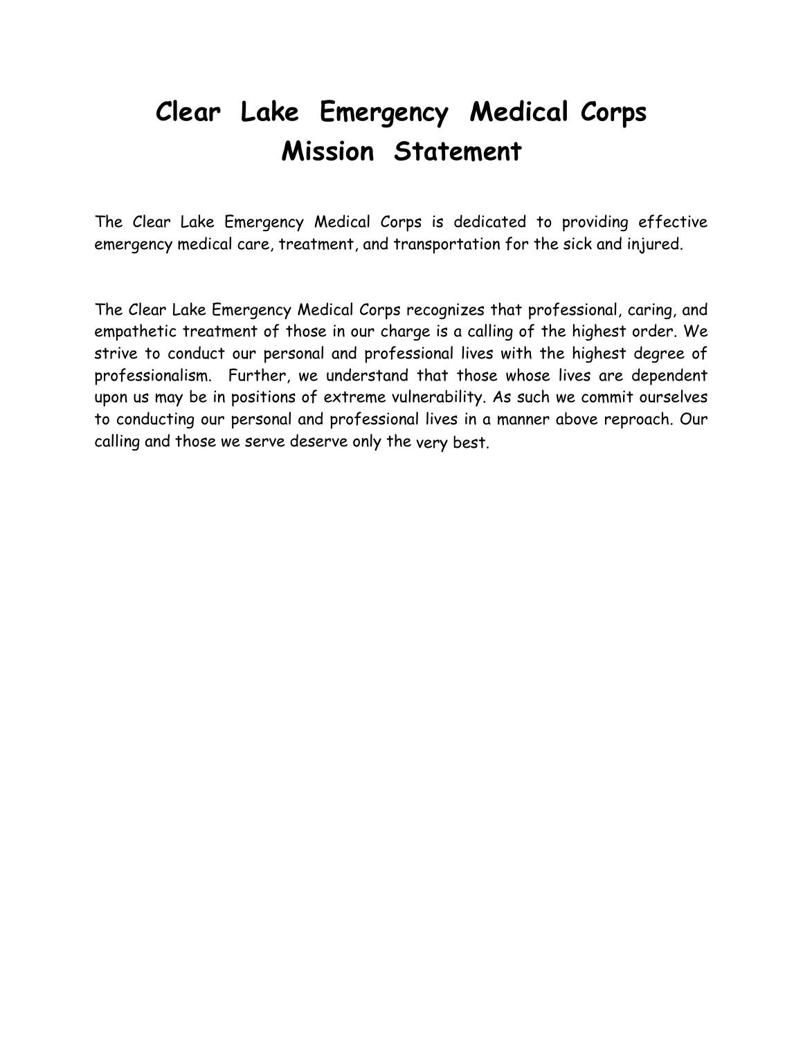# Clear Lake Emergency Medical Corps Mission Statement

The Clear Lake Emergency Medical Corps is dedicated to providing effective emergency medical care, treatment, and transportation for the sick and injured.

The Clear Lake Emergency Medical Corps recognizes that professional, caring, and empathetic treatment of those in our charge is a calling of the highest order. We strive to conduct our personal and professional lives with the highest degree of professionalism. Further, we understand that those whose lives are dependent upon us may be in positions of extreme vulnerability. As such we commit ourselves to conducting our personal and professional lives in a manner above reproach. Our calling and those we serve deserve only the very best.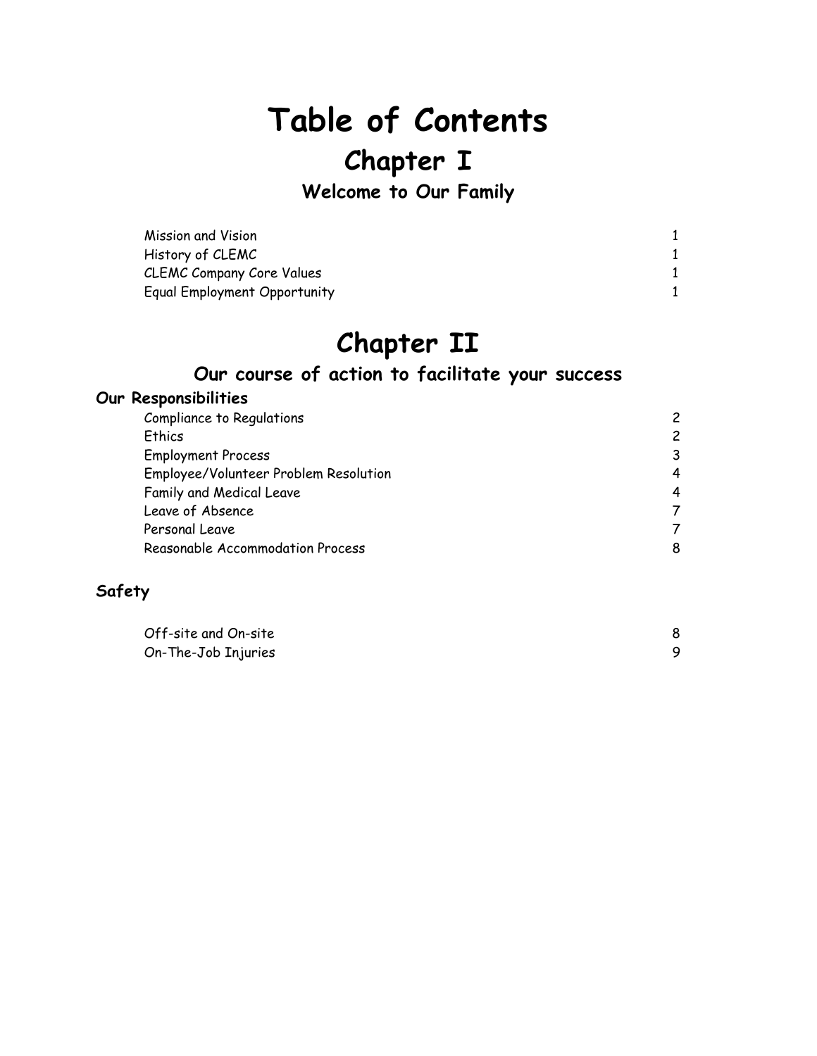# Table of Contents

## Chapter I

### Welcome to Our Family

| | |
|---|---|
| Mission and Vision | 1 |
| History of CLEMC | 1 |
| CLEMC Company Core Values | 1 |
| Equal Employment Opportunity | 1 |

## Chapter II

### Our course of action to facilitate your success

**Our Responsibilities**

| | |
|---|---|
| Compliance to Regulations | 2 |
| Ethics | 2 |
| Employment Process | 3 |
| Employee/Volunteer Problem Resolution | 4 |
| Family and Medical Leave | 4 |
| Leave of Absence | 7 |
| Personal Leave | 7 |
| Reasonable Accommodation Process | 8 |

**Safety**

| | |
|---|---|
| Off-site and On-site | 8 |
| On-The-Job Injuries | 9 |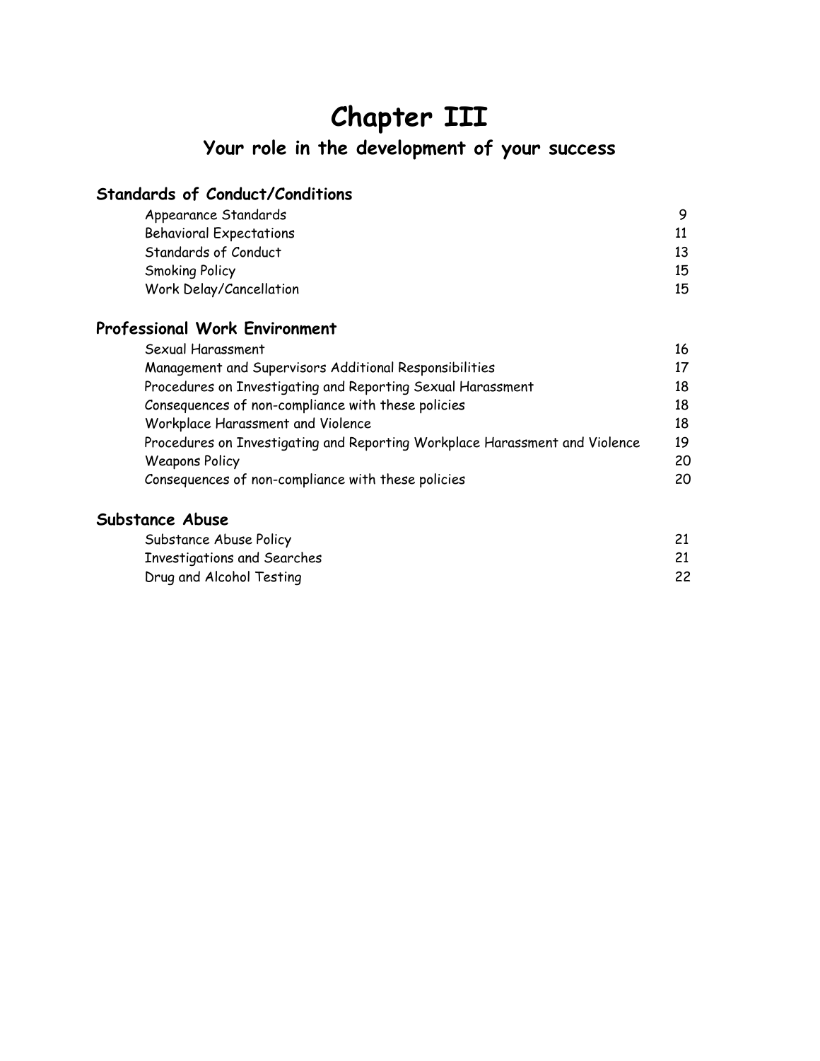# Chapter III

## Your role in the development of your success

### Standards of Conduct/Conditions

| | |
|---|---|
| Appearance Standards | 9 |
| Behavioral Expectations | 11 |
| Standards of Conduct | 13 |
| Smoking Policy | 15 |
| Work Delay/Cancellation | 15 |

### Professional Work Environment

| | |
|---|---|
| Sexual Harassment | 16 |
| Management and Supervisors Additional Responsibilities | 17 |
| Procedures on Investigating and Reporting Sexual Harassment | 18 |
| Consequences of non-compliance with these policies | 18 |
| Workplace Harassment and Violence | 18 |
| Procedures on Investigating and Reporting Workplace Harassment and Violence | 19 |
| Weapons Policy | 20 |
| Consequences of non-compliance with these policies | 20 |

### Substance Abuse

| | |
|---|---|
| Substance Abuse Policy | 21 |
| Investigations and Searches | 21 |
| Drug and Alcohol Testing | 22 |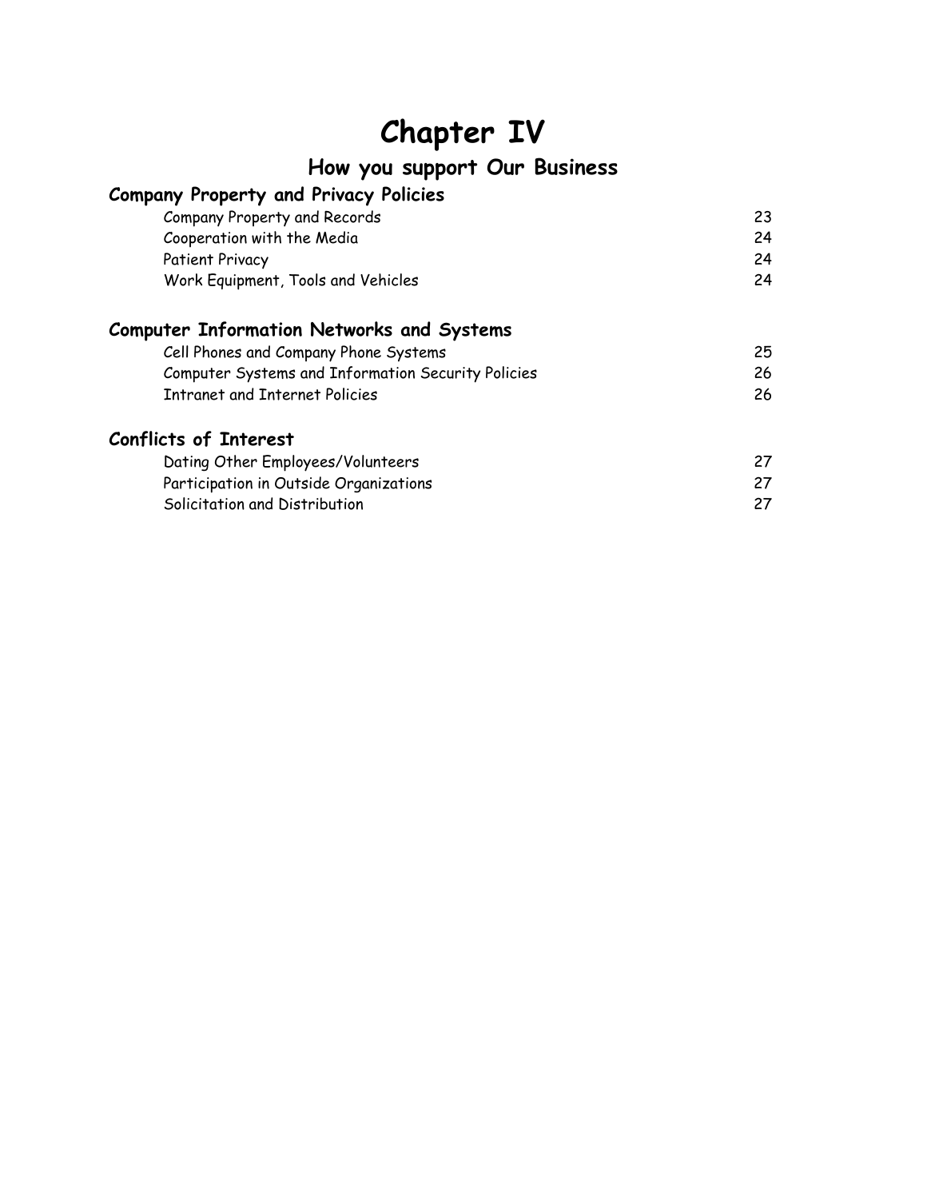# Chapter IV

## How you support Our Business

### Company Property and Privacy Policies

| | |
|---|---|
| Company Property and Records | 23 |
| Cooperation with the Media | 24 |
| Patient Privacy | 24 |
| Work Equipment, Tools and Vehicles | 24 |

### Computer Information Networks and Systems

| | |
|---|---|
| Cell Phones and Company Phone Systems | 25 |
| Computer Systems and Information Security Policies | 26 |
| Intranet and Internet Policies | 26 |

### Conflicts of Interest

| | |
|---|---|
| Dating Other Employees/Volunteers | 27 |
| Participation in Outside Organizations | 27 |
| Solicitation and Distribution | 27 |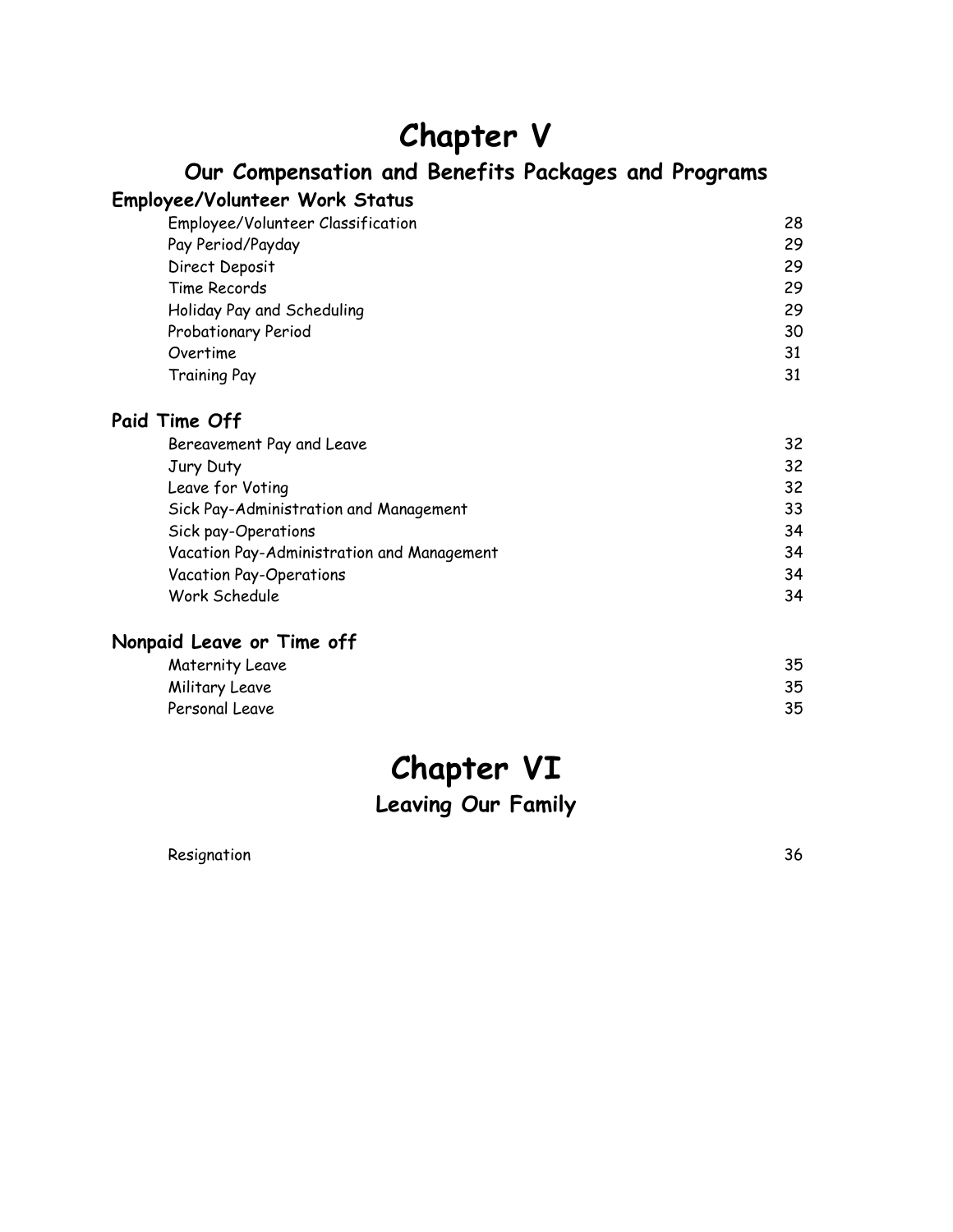# Chapter V

## Our Compensation and Benefits Packages and Programs

### Employee/Volunteer Work Status

| | |
|---|---|
| Employee/Volunteer Classification | 28 |
| Pay Period/Payday | 29 |
| Direct Deposit | 29 |
| Time Records | 29 |
| Holiday Pay and Scheduling | 29 |
| Probationary Period | 30 |
| Overtime | 31 |
| Training Pay | 31 |

### Paid Time Off

| | |
|---|---|
| Bereavement Pay and Leave | 32 |
| Jury Duty | 32 |
| Leave for Voting | 32 |
| Sick Pay-Administration and Management | 33 |
| Sick pay-Operations | 34 |
| Vacation Pay-Administration and Management | 34 |
| Vacation Pay-Operations | 34 |
| Work Schedule | 34 |

### Nonpaid Leave or Time off

| | |
|---|---|
| Maternity Leave | 35 |
| Military Leave | 35 |
| Personal Leave | 35 |

# Chapter VI

## Leaving Our Family

| | |
|---|---|
| Resignation | 36 |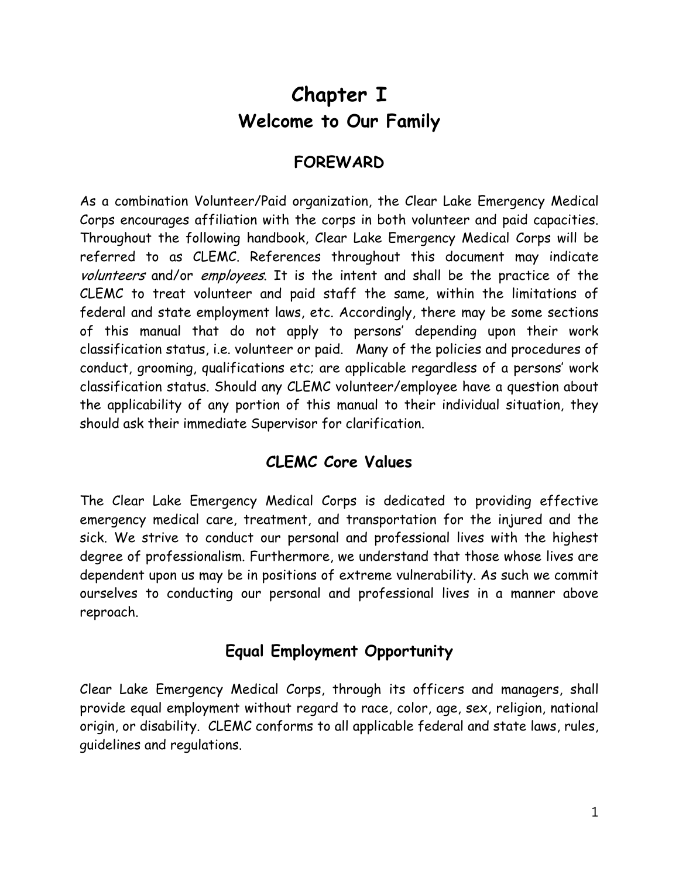# Chapter I

## Welcome to Our Family

### FOREWARD

As a combination Volunteer/Paid organization, the Clear Lake Emergency Medical Corps encourages affiliation with the corps in both volunteer and paid capacities. Throughout the following handbook, Clear Lake Emergency Medical Corps will be referred to as CLEMC. References throughout this document may indicate *volunteers* and/or *employees*. It is the intent and shall be the practice of the CLEMC to treat volunteer and paid staff the same, within the limitations of federal and state employment laws, etc. Accordingly, there may be some sections of this manual that do not apply to persons' depending upon their work classification status, i.e. volunteer or paid. Many of the policies and procedures of conduct, grooming, qualifications etc; are applicable regardless of a persons' work classification status. Should any CLEMC volunteer/employee have a question about the applicability of any portion of this manual to their individual situation, they should ask their immediate Supervisor for clarification.

### CLEMC Core Values

The Clear Lake Emergency Medical Corps is dedicated to providing effective emergency medical care, treatment, and transportation for the injured and the sick. We strive to conduct our personal and professional lives with the highest degree of professionalism. Furthermore, we understand that those whose lives are dependent upon us may be in positions of extreme vulnerability. As such we commit ourselves to conducting our personal and professional lives in a manner above reproach.

### Equal Employment Opportunity

Clear Lake Emergency Medical Corps, through its officers and managers, shall provide equal employment without regard to race, color, age, sex, religion, national origin, or disability. CLEMC conforms to all applicable federal and state laws, rules, guidelines and regulations.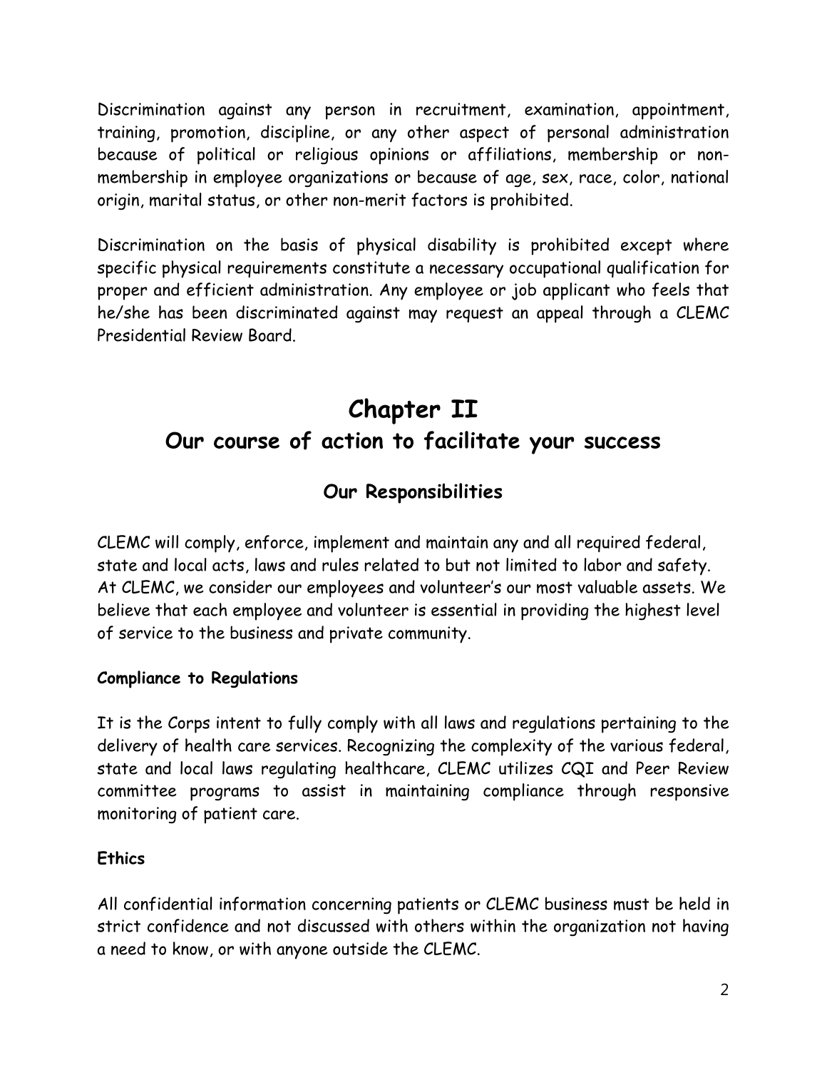Discrimination against any person in recruitment, examination, appointment, training, promotion, discipline, or any other aspect of personal administration because of political or religious opinions or affiliations, membership or non-membership in employee organizations or because of age, sex, race, color, national origin, marital status, or other non-merit factors is prohibited.

Discrimination on the basis of physical disability is prohibited except where specific physical requirements constitute a necessary occupational qualification for proper and efficient administration. Any employee or job applicant who feels that he/she has been discriminated against may request an appeal through a CLEMC Presidential Review Board.

# Chapter II

## Our course of action to facilitate your success

### Our Responsibilities

CLEMC will comply, enforce, implement and maintain any and all required federal, state and local acts, laws and rules related to but not limited to labor and safety. At CLEMC, we consider our employees and volunteer's our most valuable assets. We believe that each employee and volunteer is essential in providing the highest level of service to the business and private community.

**Compliance to Regulations**

It is the Corps intent to fully comply with all laws and regulations pertaining to the delivery of health care services. Recognizing the complexity of the various federal, state and local laws regulating healthcare, CLEMC utilizes CQI and Peer Review committee programs to assist in maintaining compliance through responsive monitoring of patient care.

**Ethics**

All confidential information concerning patients or CLEMC business must be held in strict confidence and not discussed with others within the organization not having a need to know, or with anyone outside the CLEMC.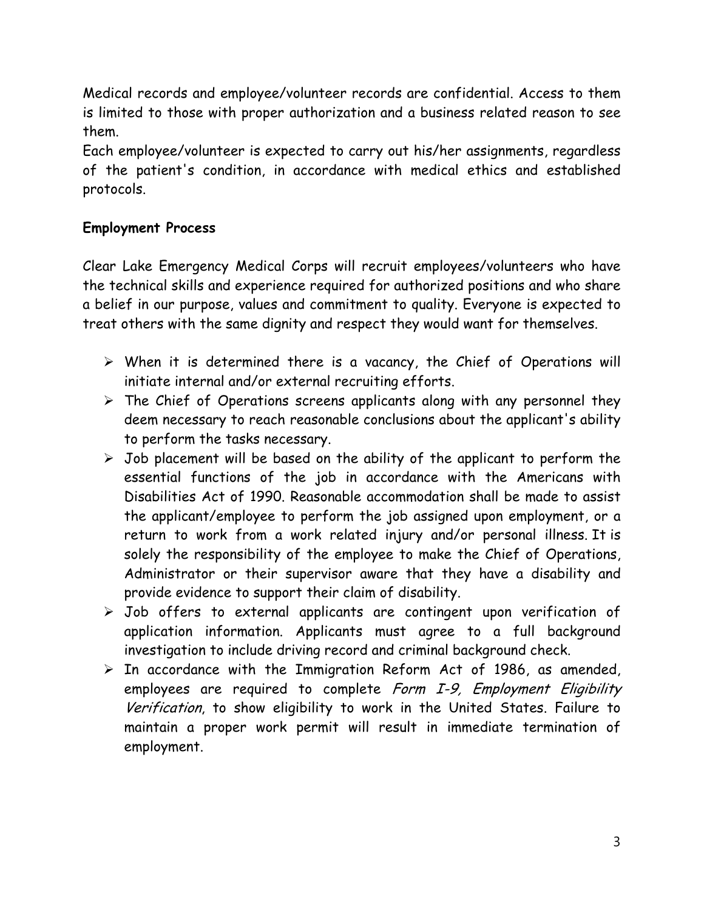Medical records and employee/volunteer records are confidential. Access to them is limited to those with proper authorization and a business related reason to see them.

Each employee/volunteer is expected to carry out his/her assignments, regardless of the patient's condition, in accordance with medical ethics and established protocols.

**Employment Process**

Clear Lake Emergency Medical Corps will recruit employees/volunteers who have the technical skills and experience required for authorized positions and who share a belief in our purpose, values and commitment to quality. Everyone is expected to treat others with the same dignity and respect they would want for themselves.

- When it is determined there is a vacancy, the Chief of Operations will initiate internal and/or external recruiting efforts.
- The Chief of Operations screens applicants along with any personnel they deem necessary to reach reasonable conclusions about the applicant's ability to perform the tasks necessary.
- Job placement will be based on the ability of the applicant to perform the essential functions of the job in accordance with the Americans with Disabilities Act of 1990. Reasonable accommodation shall be made to assist the applicant/employee to perform the job assigned upon employment, or a return to work from a work related injury and/or personal illness. It is solely the responsibility of the employee to make the Chief of Operations, Administrator or their supervisor aware that they have a disability and provide evidence to support their claim of disability.
- Job offers to external applicants are contingent upon verification of application information. Applicants must agree to a full background investigation to include driving record and criminal background check.
- In accordance with the Immigration Reform Act of 1986, as amended, employees are required to complete *Form I-9, Employment Eligibility Verification*, to show eligibility to work in the United States. Failure to maintain a proper work permit will result in immediate termination of employment.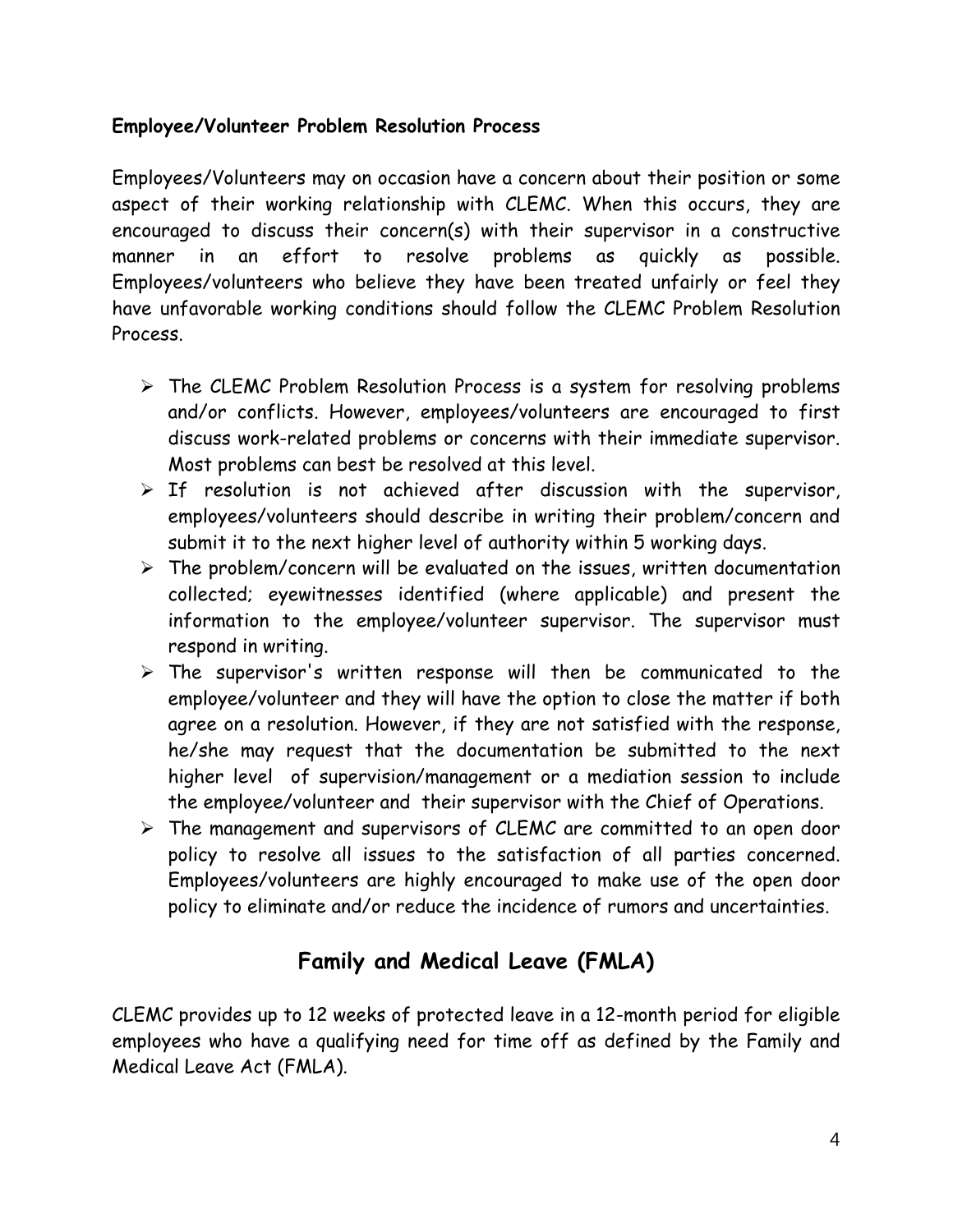**Employee/Volunteer Problem Resolution Process**

Employees/Volunteers may on occasion have a concern about their position or some aspect of their working relationship with CLEMC. When this occurs, they are encouraged to discuss their concern(s) with their supervisor in a constructive manner in an effort to resolve problems as quickly as possible. Employees/volunteers who believe they have been treated unfairly or feel they have unfavorable working conditions should follow the CLEMC Problem Resolution Process.

- The CLEMC Problem Resolution Process is a system for resolving problems and/or conflicts. However, employees/volunteers are encouraged to first discuss work-related problems or concerns with their immediate supervisor. Most problems can best be resolved at this level.
- If resolution is not achieved after discussion with the supervisor, employees/volunteers should describe in writing their problem/concern and submit it to the next higher level of authority within 5 working days.
- The problem/concern will be evaluated on the issues, written documentation collected; eyewitnesses identified (where applicable) and present the information to the employee/volunteer supervisor. The supervisor must respond in writing.
- The supervisor's written response will then be communicated to the employee/volunteer and they will have the option to close the matter if both agree on a resolution. However, if they are not satisfied with the response, he/she may request that the documentation be submitted to the next higher level of supervision/management or a mediation session to include the employee/volunteer and their supervisor with the Chief of Operations.
- The management and supervisors of CLEMC are committed to an open door policy to resolve all issues to the satisfaction of all parties concerned. Employees/volunteers are highly encouraged to make use of the open door policy to eliminate and/or reduce the incidence of rumors and uncertainties.

## Family and Medical Leave (FMLA)

CLEMC provides up to 12 weeks of protected leave in a 12-month period for eligible employees who have a qualifying need for time off as defined by the Family and Medical Leave Act (FMLA).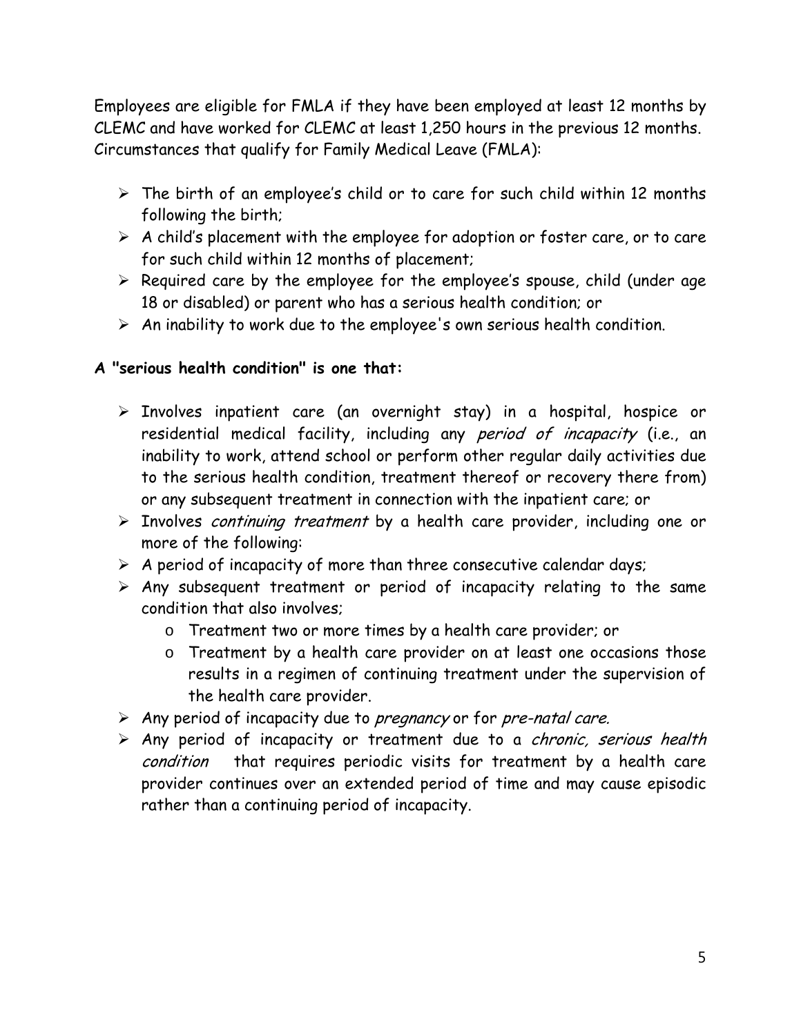Employees are eligible for FMLA if they have been employed at least 12 months by CLEMC and have worked for CLEMC at least 1,250 hours in the previous 12 months. Circumstances that qualify for Family Medical Leave (FMLA):

- The birth of an employee's child or to care for such child within 12 months following the birth;
- A child's placement with the employee for adoption or foster care, or to care for such child within 12 months of placement;
- Required care by the employee for the employee's spouse, child (under age 18 or disabled) or parent who has a serious health condition; or
- An inability to work due to the employee's own serious health condition.

**A "serious health condition" is one that:**

- Involves inpatient care (an overnight stay) in a hospital, hospice or residential medical facility, including any *period of incapacity* (i.e., an inability to work, attend school or perform other regular daily activities due to the serious health condition, treatment thereof or recovery there from) or any subsequent treatment in connection with the inpatient care; or
- Involves *continuing treatment* by a health care provider, including one or more of the following:
- A period of incapacity of more than three consecutive calendar days;
- Any subsequent treatment or period of incapacity relating to the same condition that also involves;
  - Treatment two or more times by a health care provider; or
  - Treatment by a health care provider on at least one occasions those results in a regimen of continuing treatment under the supervision of the health care provider.
- Any period of incapacity due to *pregnancy* or for *pre-natal care.*
- Any period of incapacity or treatment due to a *chronic, serious health condition* that requires periodic visits for treatment by a health care provider continues over an extended period of time and may cause episodic rather than a continuing period of incapacity.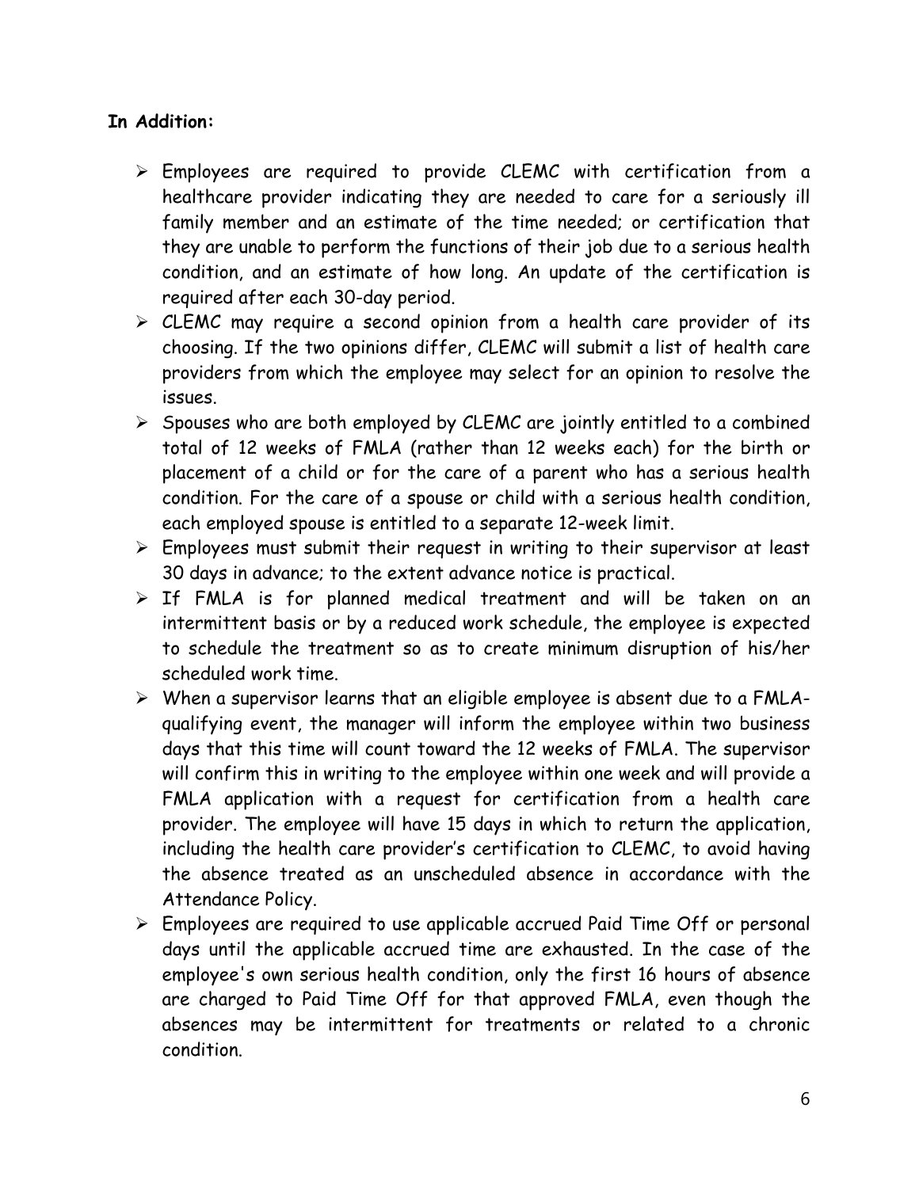**In Addition:**

- Employees are required to provide CLEMC with certification from a healthcare provider indicating they are needed to care for a seriously ill family member and an estimate of the time needed; or certification that they are unable to perform the functions of their job due to a serious health condition, and an estimate of how long. An update of the certification is required after each 30-day period.
- CLEMC may require a second opinion from a health care provider of its choosing. If the two opinions differ, CLEMC will submit a list of health care providers from which the employee may select for an opinion to resolve the issues.
- Spouses who are both employed by CLEMC are jointly entitled to a combined total of 12 weeks of FMLA (rather than 12 weeks each) for the birth or placement of a child or for the care of a parent who has a serious health condition. For the care of a spouse or child with a serious health condition, each employed spouse is entitled to a separate 12-week limit.
- Employees must submit their request in writing to their supervisor at least 30 days in advance; to the extent advance notice is practical.
- If FMLA is for planned medical treatment and will be taken on an intermittent basis or by a reduced work schedule, the employee is expected to schedule the treatment so as to create minimum disruption of his/her scheduled work time.
- When a supervisor learns that an eligible employee is absent due to a FMLA-qualifying event, the manager will inform the employee within two business days that this time will count toward the 12 weeks of FMLA. The supervisor will confirm this in writing to the employee within one week and will provide a FMLA application with a request for certification from a health care provider. The employee will have 15 days in which to return the application, including the health care provider's certification to CLEMC, to avoid having the absence treated as an unscheduled absence in accordance with the Attendance Policy.
- Employees are required to use applicable accrued Paid Time Off or personal days until the applicable accrued time are exhausted. In the case of the employee's own serious health condition, only the first 16 hours of absence are charged to Paid Time Off for that approved FMLA, even though the absences may be intermittent for treatments or related to a chronic condition.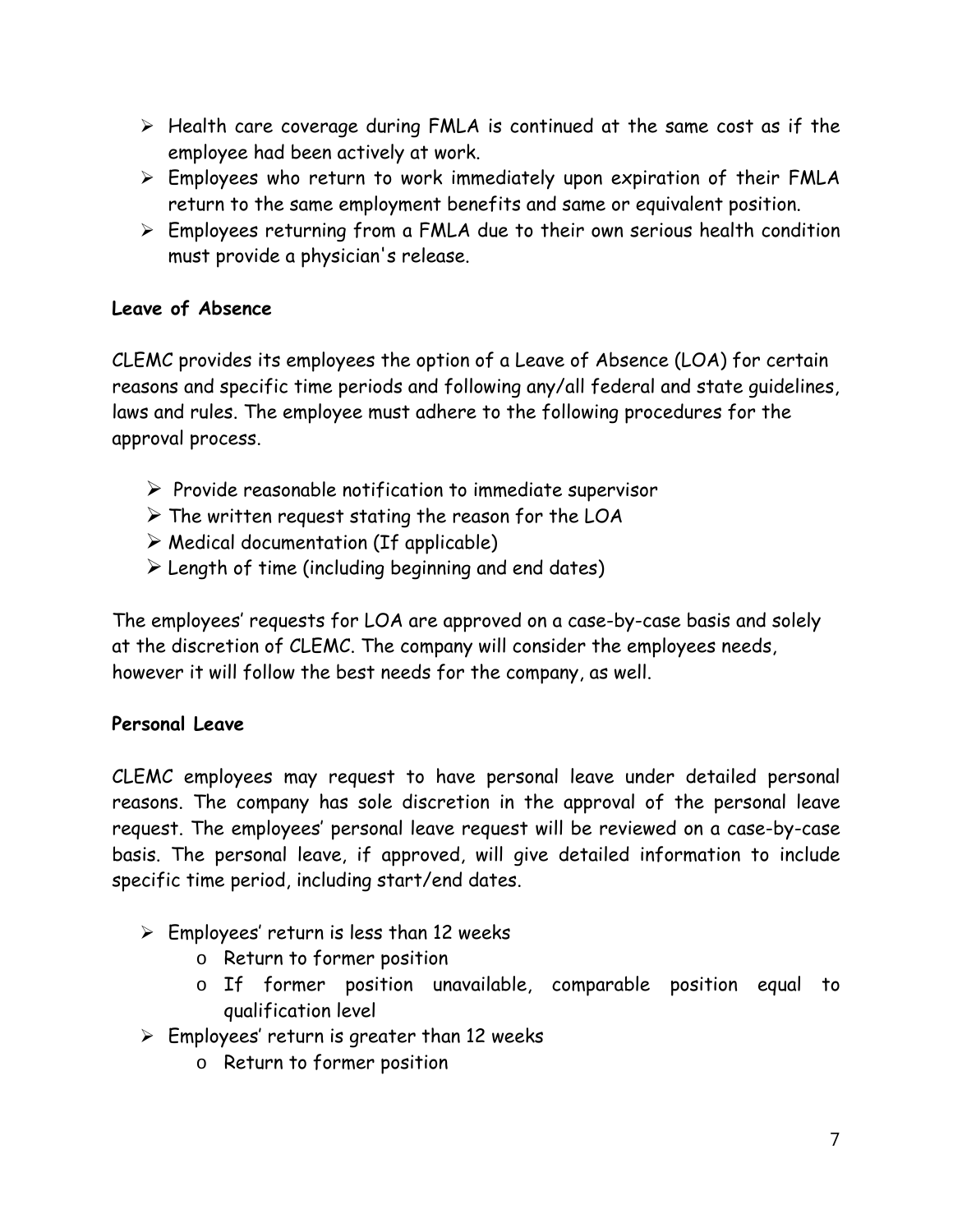- Health care coverage during FMLA is continued at the same cost as if the employee had been actively at work.
- Employees who return to work immediately upon expiration of their FMLA return to the same employment benefits and same or equivalent position.
- Employees returning from a FMLA due to their own serious health condition must provide a physician's release.

**Leave of Absence**

CLEMC provides its employees the option of a Leave of Absence (LOA) for certain reasons and specific time periods and following any/all federal and state guidelines, laws and rules. The employee must adhere to the following procedures for the approval process.

- Provide reasonable notification to immediate supervisor
- The written request stating the reason for the LOA
- Medical documentation (If applicable)
- Length of time (including beginning and end dates)

The employees' requests for LOA are approved on a case-by-case basis and solely at the discretion of CLEMC. The company will consider the employees needs, however it will follow the best needs for the company, as well.

**Personal Leave**

CLEMC employees may request to have personal leave under detailed personal reasons. The company has sole discretion in the approval of the personal leave request. The employees' personal leave request will be reviewed on a case-by-case basis. The personal leave, if approved, will give detailed information to include specific time period, including start/end dates.

- Employees' return is less than 12 weeks
  - Return to former position
  - If former position unavailable, comparable position equal to qualification level
- Employees' return is greater than 12 weeks
  - Return to former position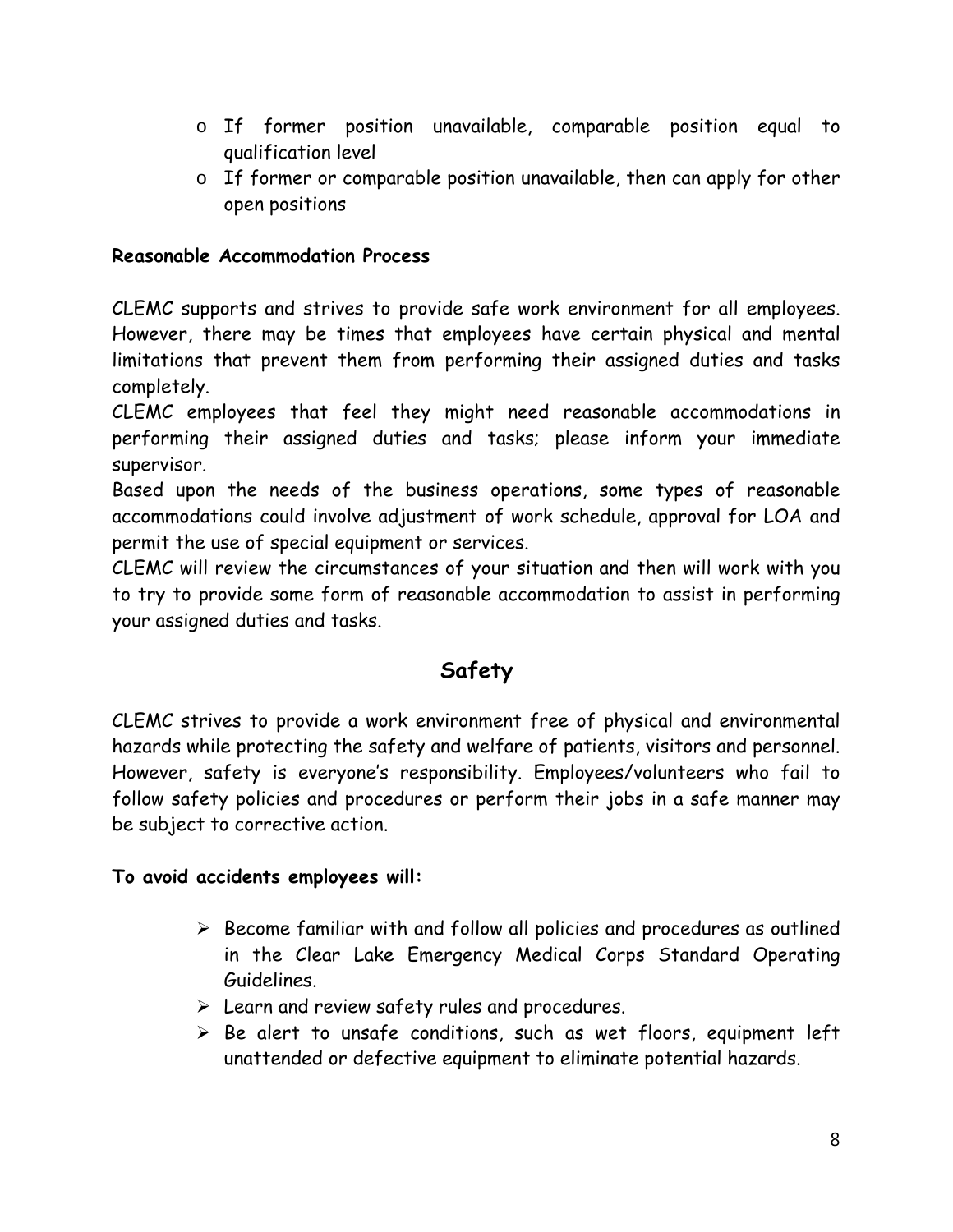- If former position unavailable, comparable position equal to qualification level
- If former or comparable position unavailable, then can apply for other open positions

**Reasonable Accommodation Process**

CLEMC supports and strives to provide safe work environment for all employees. However, there may be times that employees have certain physical and mental limitations that prevent them from performing their assigned duties and tasks completely.

CLEMC employees that feel they might need reasonable accommodations in performing their assigned duties and tasks; please inform your immediate supervisor.

Based upon the needs of the business operations, some types of reasonable accommodations could involve adjustment of work schedule, approval for LOA and permit the use of special equipment or services.

CLEMC will review the circumstances of your situation and then will work with you to try to provide some form of reasonable accommodation to assist in performing your assigned duties and tasks.

## Safety

CLEMC strives to provide a work environment free of physical and environmental hazards while protecting the safety and welfare of patients, visitors and personnel. However, safety is everyone's responsibility. Employees/volunteers who fail to follow safety policies and procedures or perform their jobs in a safe manner may be subject to corrective action.

**To avoid accidents employees will:**

- Become familiar with and follow all policies and procedures as outlined in the Clear Lake Emergency Medical Corps Standard Operating Guidelines.
- Learn and review safety rules and procedures.
- Be alert to unsafe conditions, such as wet floors, equipment left unattended or defective equipment to eliminate potential hazards.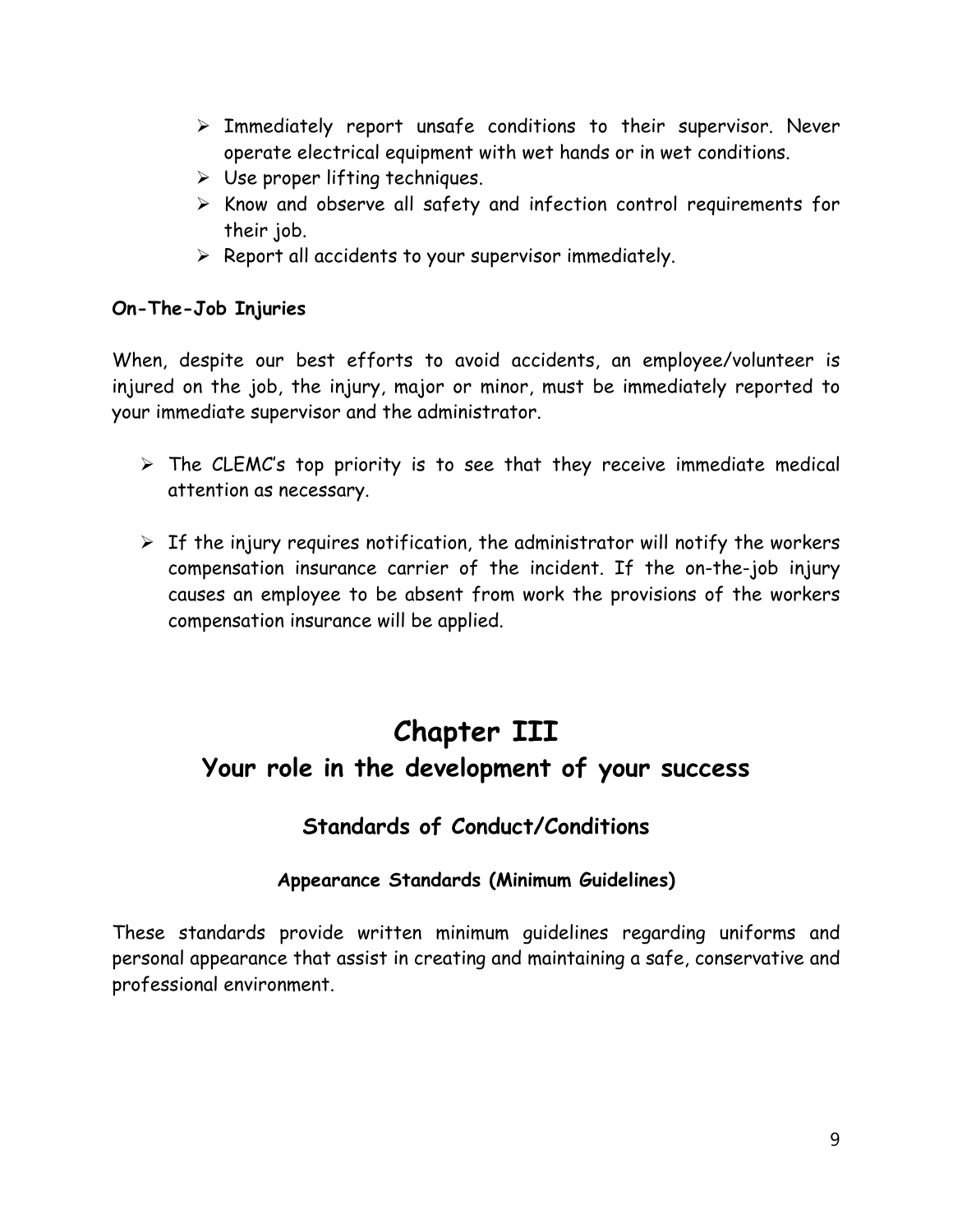- Immediately report unsafe conditions to their supervisor. Never operate electrical equipment with wet hands or in wet conditions.
- Use proper lifting techniques.
- Know and observe all safety and infection control requirements for their job.
- Report all accidents to your supervisor immediately.

**On-The-Job Injuries**

When, despite our best efforts to avoid accidents, an employee/volunteer is injured on the job, the injury, major or minor, must be immediately reported to your immediate supervisor and the administrator.

- The CLEMC's top priority is to see that they receive immediate medical attention as necessary.

- If the injury requires notification, the administrator will notify the workers compensation insurance carrier of the incident. If the on-the-job injury causes an employee to be absent from work the provisions of the workers compensation insurance will be applied.

# Chapter III

## Your role in the development of your success

### Standards of Conduct/Conditions

#### Appearance Standards (Minimum Guidelines)

These standards provide written minimum guidelines regarding uniforms and personal appearance that assist in creating and maintaining a safe, conservative and professional environment.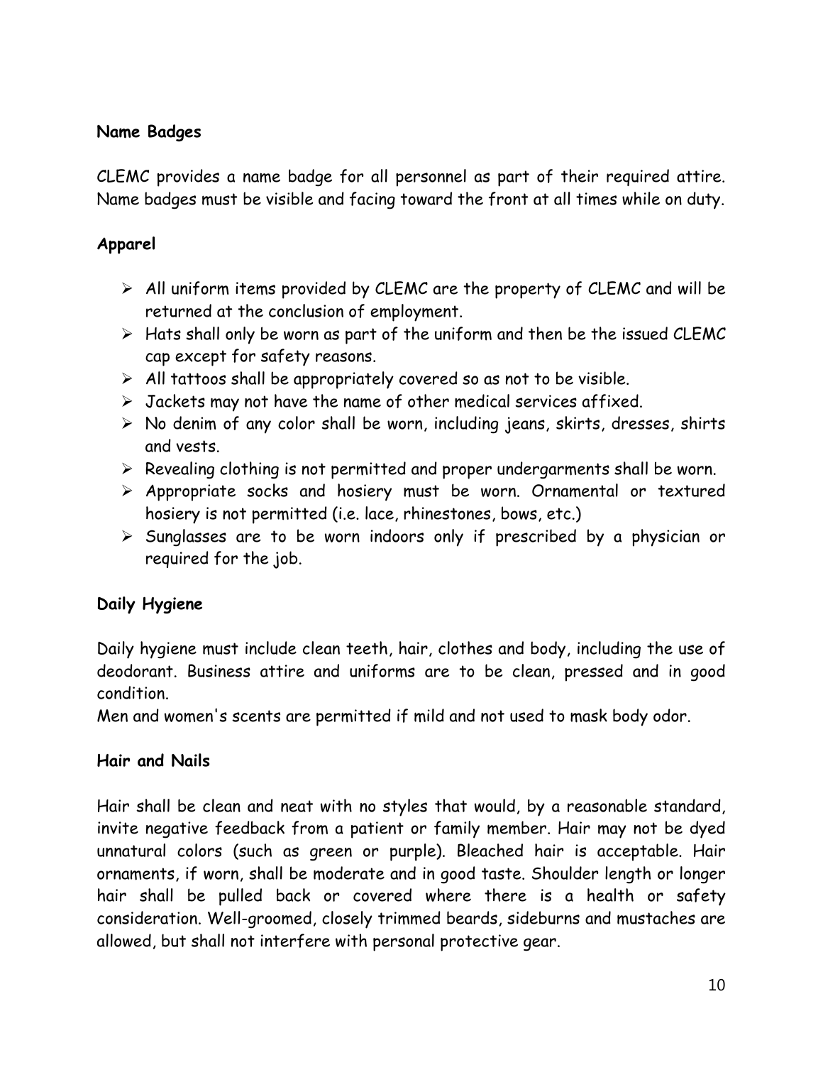**Name Badges**

CLEMC provides a name badge for all personnel as part of their required attire. Name badges must be visible and facing toward the front at all times while on duty.

**Apparel**

- All uniform items provided by CLEMC are the property of CLEMC and will be returned at the conclusion of employment.
- Hats shall only be worn as part of the uniform and then be the issued CLEMC cap except for safety reasons.
- All tattoos shall be appropriately covered so as not to be visible.
- Jackets may not have the name of other medical services affixed.
- No denim of any color shall be worn, including jeans, skirts, dresses, shirts and vests.
- Revealing clothing is not permitted and proper undergarments shall be worn.
- Appropriate socks and hosiery must be worn. Ornamental or textured hosiery is not permitted (i.e. lace, rhinestones, bows, etc.)
- Sunglasses are to be worn indoors only if prescribed by a physician or required for the job.

**Daily Hygiene**

Daily hygiene must include clean teeth, hair, clothes and body, including the use of deodorant. Business attire and uniforms are to be clean, pressed and in good condition.
Men and women's scents are permitted if mild and not used to mask body odor.

**Hair and Nails**

Hair shall be clean and neat with no styles that would, by a reasonable standard, invite negative feedback from a patient or family member. Hair may not be dyed unnatural colors (such as green or purple). Bleached hair is acceptable. Hair ornaments, if worn, shall be moderate and in good taste. Shoulder length or longer hair shall be pulled back or covered where there is a health or safety consideration. Well-groomed, closely trimmed beards, sideburns and mustaches are allowed, but shall not interfere with personal protective gear.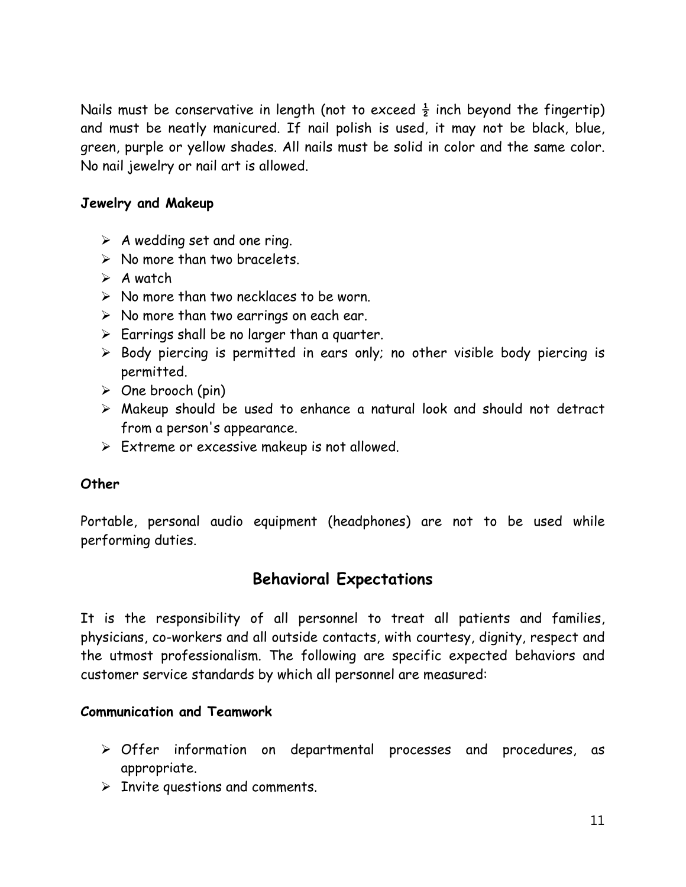Nails must be conservative in length (not to exceed ½ inch beyond the fingertip) and must be neatly manicured. If nail polish is used, it may not be black, blue, green, purple or yellow shades. All nails must be solid in color and the same color. No nail jewelry or nail art is allowed.

**Jewelry and Makeup**

- A wedding set and one ring.
- No more than two bracelets.
- A watch
- No more than two necklaces to be worn.
- No more than two earrings on each ear.
- Earrings shall be no larger than a quarter.
- Body piercing is permitted in ears only; no other visible body piercing is permitted.
- One brooch (pin)
- Makeup should be used to enhance a natural look and should not detract from a person's appearance.
- Extreme or excessive makeup is not allowed.

**Other**

Portable, personal audio equipment (headphones) are not to be used while performing duties.

## Behavioral Expectations

It is the responsibility of all personnel to treat all patients and families, physicians, co-workers and all outside contacts, with courtesy, dignity, respect and the utmost professionalism. The following are specific expected behaviors and customer service standards by which all personnel are measured:

**Communication and Teamwork**

- Offer information on departmental processes and procedures, as appropriate.
- Invite questions and comments.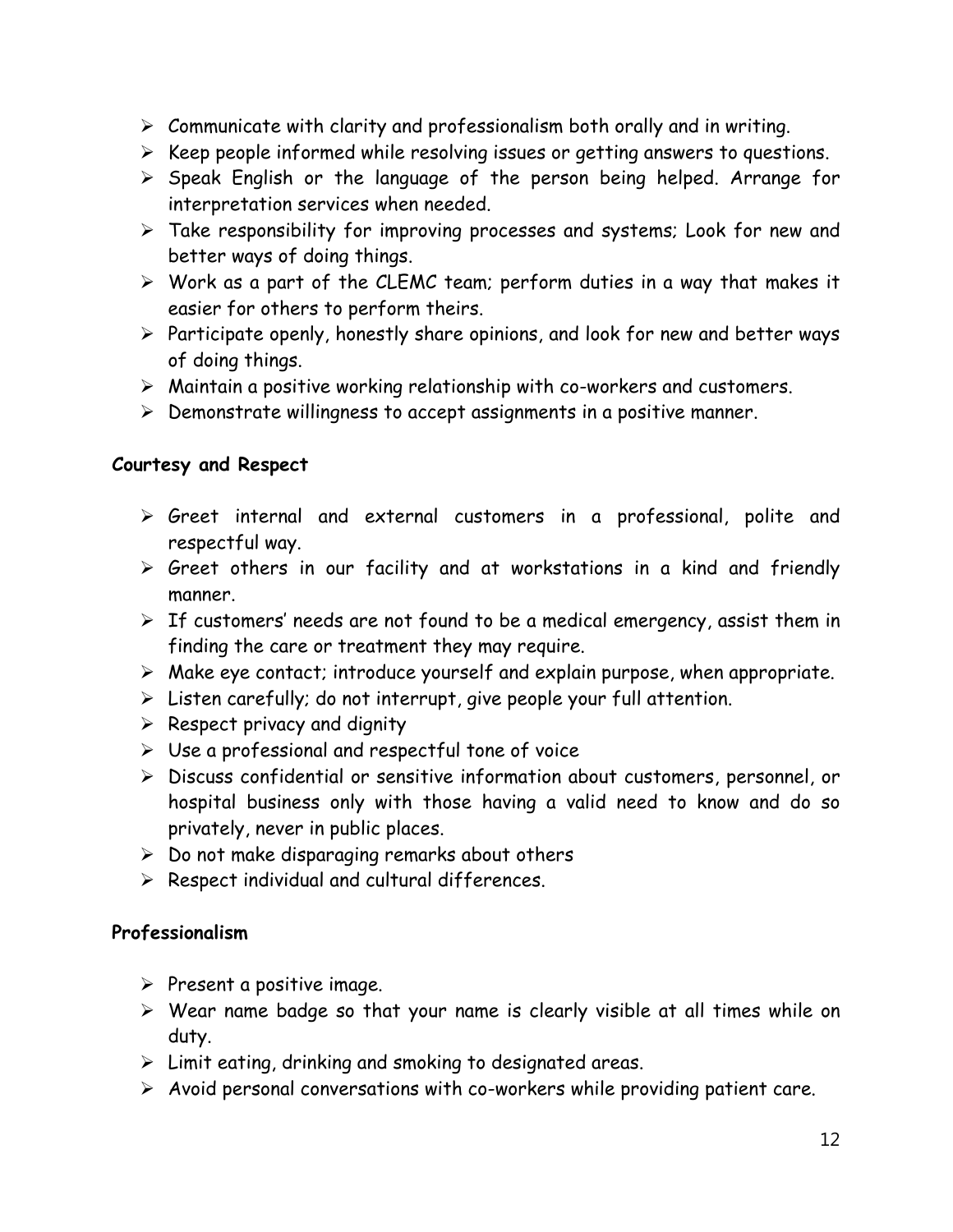- Communicate with clarity and professionalism both orally and in writing.
- Keep people informed while resolving issues or getting answers to questions.
- Speak English or the language of the person being helped. Arrange for interpretation services when needed.
- Take responsibility for improving processes and systems; Look for new and better ways of doing things.
- Work as a part of the CLEMC team; perform duties in a way that makes it easier for others to perform theirs.
- Participate openly, honestly share opinions, and look for new and better ways of doing things.
- Maintain a positive working relationship with co-workers and customers.
- Demonstrate willingness to accept assignments in a positive manner.

**Courtesy and Respect**

- Greet internal and external customers in a professional, polite and respectful way.
- Greet others in our facility and at workstations in a kind and friendly manner.
- If customers' needs are not found to be a medical emergency, assist them in finding the care or treatment they may require.
- Make eye contact; introduce yourself and explain purpose, when appropriate.
- Listen carefully; do not interrupt, give people your full attention.
- Respect privacy and dignity
- Use a professional and respectful tone of voice
- Discuss confidential or sensitive information about customers, personnel, or hospital business only with those having a valid need to know and do so privately, never in public places.
- Do not make disparaging remarks about others
- Respect individual and cultural differences.

**Professionalism**

- Present a positive image.
- Wear name badge so that your name is clearly visible at all times while on duty.
- Limit eating, drinking and smoking to designated areas.
- Avoid personal conversations with co-workers while providing patient care.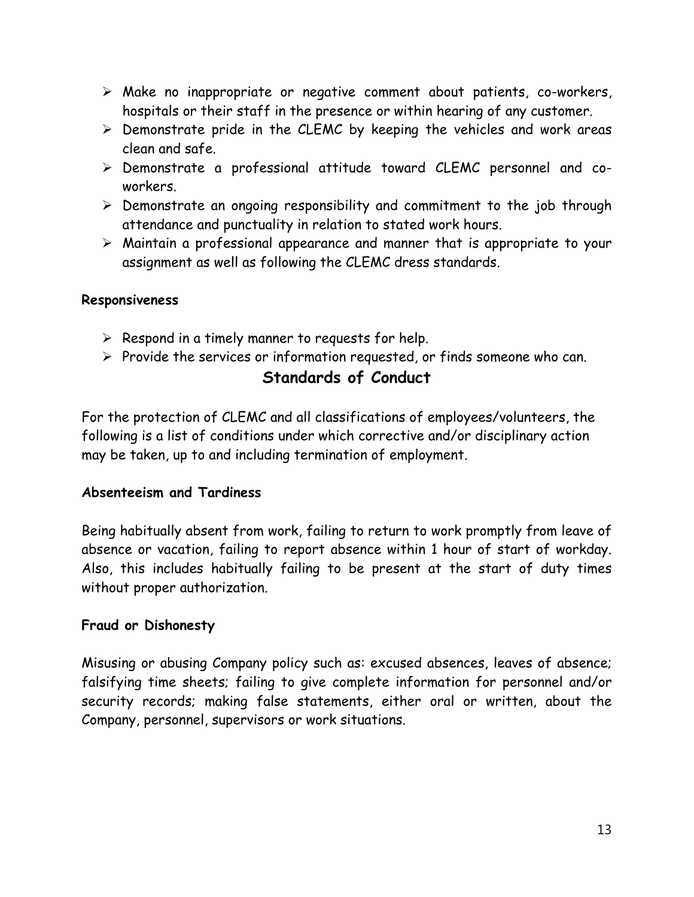- Make no inappropriate or negative comment about patients, co-workers, hospitals or their staff in the presence or within hearing of any customer.
- Demonstrate pride in the CLEMC by keeping the vehicles and work areas clean and safe.
- Demonstrate a professional attitude toward CLEMC personnel and co-workers.
- Demonstrate an ongoing responsibility and commitment to the job through attendance and punctuality in relation to stated work hours.
- Maintain a professional appearance and manner that is appropriate to your assignment as well as following the CLEMC dress standards.

**Responsiveness**

- Respond in a timely manner to requests for help.
- Provide the services or information requested, or finds someone who can.

## Standards of Conduct

For the protection of CLEMC and all classifications of employees/volunteers, the following is a list of conditions under which corrective and/or disciplinary action may be taken, up to and including termination of employment.

**Absenteeism and Tardiness**

Being habitually absent from work, failing to return to work promptly from leave of absence or vacation, failing to report absence within 1 hour of start of workday. Also, this includes habitually failing to be present at the start of duty times without proper authorization.

**Fraud or Dishonesty**

Misusing or abusing Company policy such as: excused absences, leaves of absence; falsifying time sheets; failing to give complete information for personnel and/or security records; making false statements, either oral or written, about the Company, personnel, supervisors or work situations.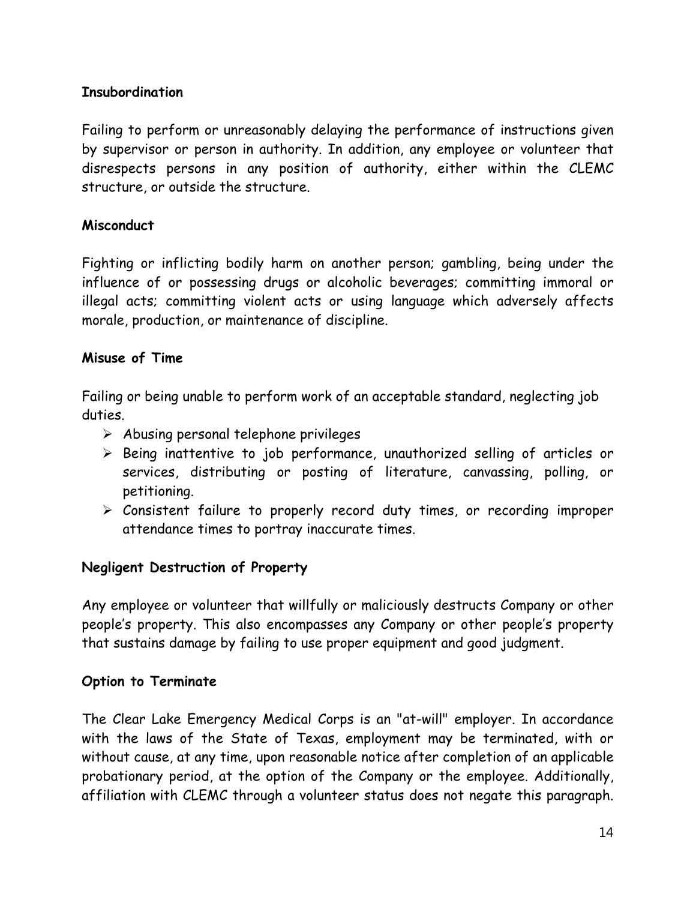**Insubordination**

Failing to perform or unreasonably delaying the performance of instructions given by supervisor or person in authority. In addition, any employee or volunteer that disrespects persons in any position of authority, either within the CLEMC structure, or outside the structure.

**Misconduct**

Fighting or inflicting bodily harm on another person; gambling, being under the influence of or possessing drugs or alcoholic beverages; committing immoral or illegal acts; committing violent acts or using language which adversely affects morale, production, or maintenance of discipline.

**Misuse of Time**

Failing or being unable to perform work of an acceptable standard, neglecting job duties.

- Abusing personal telephone privileges
- Being inattentive to job performance, unauthorized selling of articles or services, distributing or posting of literature, canvassing, polling, or petitioning.
- Consistent failure to properly record duty times, or recording improper attendance times to portray inaccurate times.

**Negligent Destruction of Property**

Any employee or volunteer that willfully or maliciously destructs Company or other people's property. This also encompasses any Company or other people's property that sustains damage by failing to use proper equipment and good judgment.

**Option to Terminate**

The Clear Lake Emergency Medical Corps is an "at-will" employer. In accordance with the laws of the State of Texas, employment may be terminated, with or without cause, at any time, upon reasonable notice after completion of an applicable probationary period, at the option of the Company or the employee. Additionally, affiliation with CLEMC through a volunteer status does not negate this paragraph.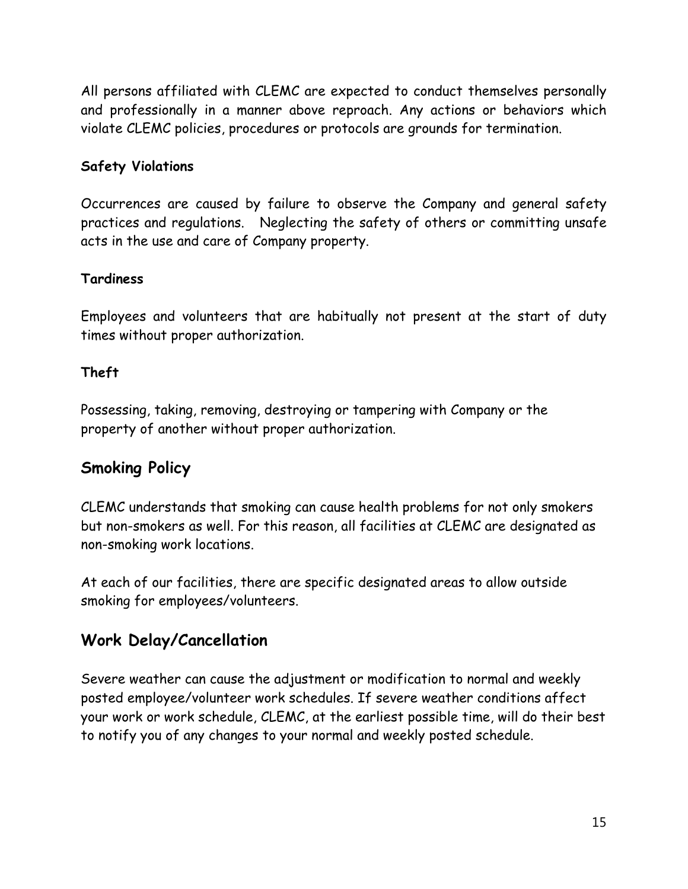All persons affiliated with CLEMC are expected to conduct themselves personally and professionally in a manner above reproach. Any actions or behaviors which violate CLEMC policies, procedures or protocols are grounds for termination.

**Safety Violations**

Occurrences are caused by failure to observe the Company and general safety practices and regulations. Neglecting the safety of others or committing unsafe acts in the use and care of Company property.

**Tardiness**

Employees and volunteers that are habitually not present at the start of duty times without proper authorization.

**Theft**

Possessing, taking, removing, destroying or tampering with Company or the property of another without proper authorization.

## Smoking Policy

CLEMC understands that smoking can cause health problems for not only smokers but non-smokers as well. For this reason, all facilities at CLEMC are designated as non-smoking work locations.

At each of our facilities, there are specific designated areas to allow outside smoking for employees/volunteers.

## Work Delay/Cancellation

Severe weather can cause the adjustment or modification to normal and weekly posted employee/volunteer work schedules. If severe weather conditions affect your work or work schedule, CLEMC, at the earliest possible time, will do their best to notify you of any changes to your normal and weekly posted schedule.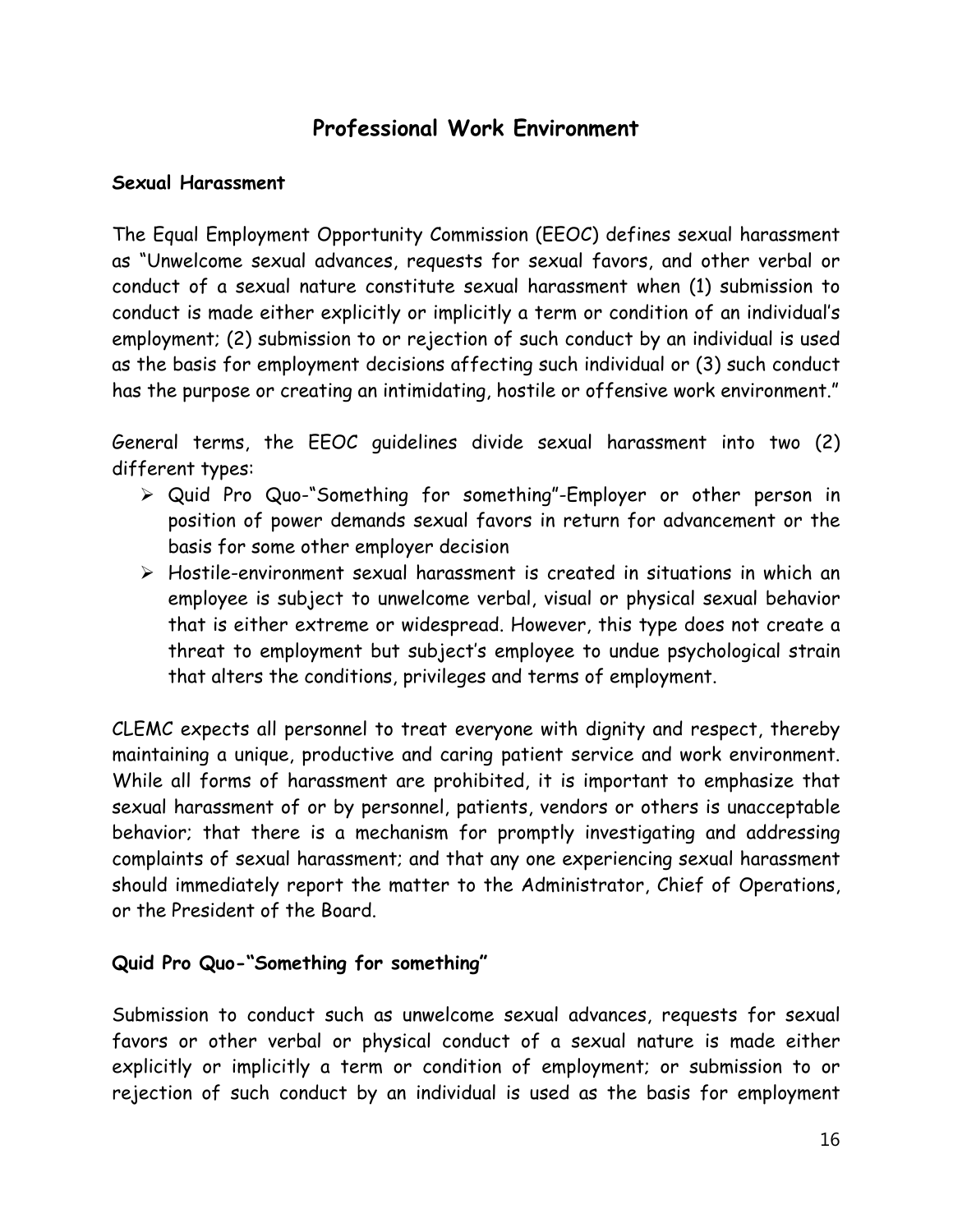## Professional Work Environment

**Sexual Harassment**

The Equal Employment Opportunity Commission (EEOC) defines sexual harassment as "Unwelcome sexual advances, requests for sexual favors, and other verbal or conduct of a sexual nature constitute sexual harassment when (1) submission to conduct is made either explicitly or implicitly a term or condition of an individual's employment; (2) submission to or rejection of such conduct by an individual is used as the basis for employment decisions affecting such individual or (3) such conduct has the purpose or creating an intimidating, hostile or offensive work environment."

General terms, the EEOC guidelines divide sexual harassment into two (2) different types:

- Quid Pro Quo-"Something for something"-Employer or other person in position of power demands sexual favors in return for advancement or the basis for some other employer decision
- Hostile-environment sexual harassment is created in situations in which an employee is subject to unwelcome verbal, visual or physical sexual behavior that is either extreme or widespread. However, this type does not create a threat to employment but subject's employee to undue psychological strain that alters the conditions, privileges and terms of employment.

CLEMC expects all personnel to treat everyone with dignity and respect, thereby maintaining a unique, productive and caring patient service and work environment. While all forms of harassment are prohibited, it is important to emphasize that sexual harassment of or by personnel, patients, vendors or others is unacceptable behavior; that there is a mechanism for promptly investigating and addressing complaints of sexual harassment; and that any one experiencing sexual harassment should immediately report the matter to the Administrator, Chief of Operations, or the President of the Board.

**Quid Pro Quo-"Something for something"**

Submission to conduct such as unwelcome sexual advances, requests for sexual favors or other verbal or physical conduct of a sexual nature is made either explicitly or implicitly a term or condition of employment; or submission to or rejection of such conduct by an individual is used as the basis for employment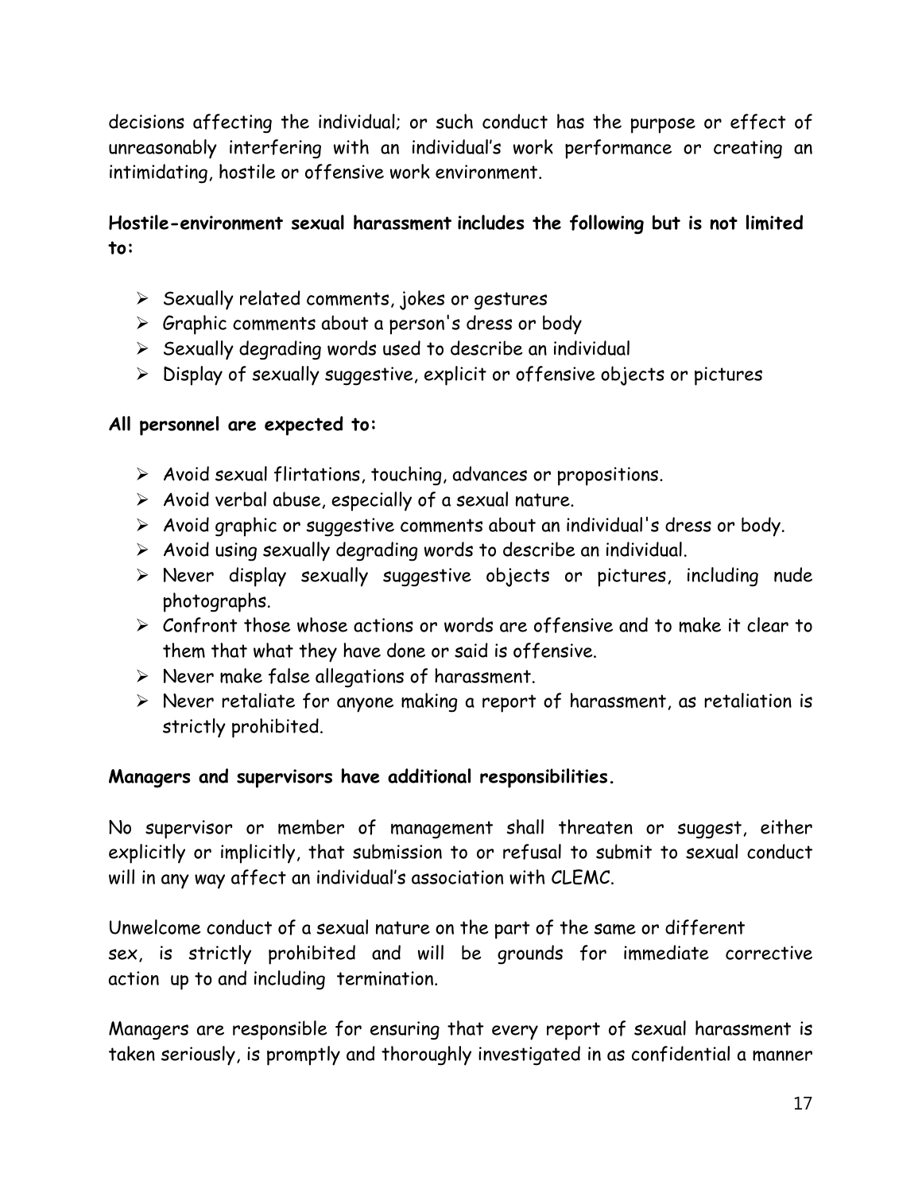decisions affecting the individual; or such conduct has the purpose or effect of unreasonably interfering with an individual's work performance or creating an intimidating, hostile or offensive work environment.

**Hostile-environment sexual harassment includes the following but is not limited to:**

- Sexually related comments, jokes or gestures
- Graphic comments about a person's dress or body
- Sexually degrading words used to describe an individual
- Display of sexually suggestive, explicit or offensive objects or pictures

**All personnel are expected to:**

- Avoid sexual flirtations, touching, advances or propositions.
- Avoid verbal abuse, especially of a sexual nature.
- Avoid graphic or suggestive comments about an individual's dress or body.
- Avoid using sexually degrading words to describe an individual.
- Never display sexually suggestive objects or pictures, including nude photographs.
- Confront those whose actions or words are offensive and to make it clear to them that what they have done or said is offensive.
- Never make false allegations of harassment.
- Never retaliate for anyone making a report of harassment, as retaliation is strictly prohibited.

**Managers and supervisors have additional responsibilities.**

No supervisor or member of management shall threaten or suggest, either explicitly or implicitly, that submission to or refusal to submit to sexual conduct will in any way affect an individual's association with CLEMC.

Unwelcome conduct of a sexual nature on the part of the same or different sex, is strictly prohibited and will be grounds for immediate corrective action up to and including termination.

Managers are responsible for ensuring that every report of sexual harassment is taken seriously, is promptly and thoroughly investigated in as confidential a manner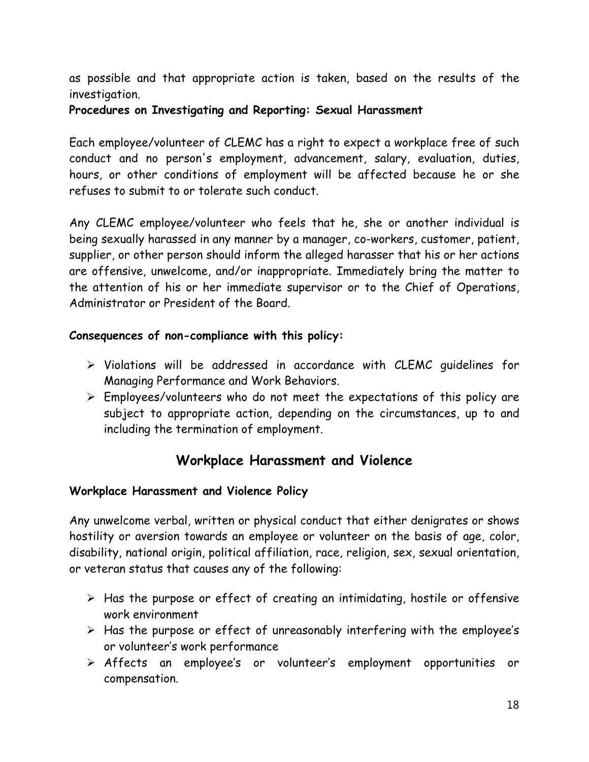as possible and that appropriate action is taken, based on the results of the investigation.

**Procedures on Investigating and Reporting: Sexual Harassment**

Each employee/volunteer of CLEMC has a right to expect a workplace free of such conduct and no person's employment, advancement, salary, evaluation, duties, hours, or other conditions of employment will be affected because he or she refuses to submit to or tolerate such conduct.

Any CLEMC employee/volunteer who feels that he, she or another individual is being sexually harassed in any manner by a manager, co-workers, customer, patient, supplier, or other person should inform the alleged harasser that his or her actions are offensive, unwelcome, and/or inappropriate. Immediately bring the matter to the attention of his or her immediate supervisor or to the Chief of Operations, Administrator or President of the Board.

**Consequences of non-compliance with this policy:**

- Violations will be addressed in accordance with CLEMC guidelines for Managing Performance and Work Behaviors.
- Employees/volunteers who do not meet the expectations of this policy are subject to appropriate action, depending on the circumstances, up to and including the termination of employment.

## Workplace Harassment and Violence

**Workplace Harassment and Violence Policy**

Any unwelcome verbal, written or physical conduct that either denigrates or shows hostility or aversion towards an employee or volunteer on the basis of age, color, disability, national origin, political affiliation, race, religion, sex, sexual orientation, or veteran status that causes any of the following:

- Has the purpose or effect of creating an intimidating, hostile or offensive work environment
- Has the purpose or effect of unreasonably interfering with the employee's or volunteer's work performance
- Affects an employee's or volunteer's employment opportunities or compensation.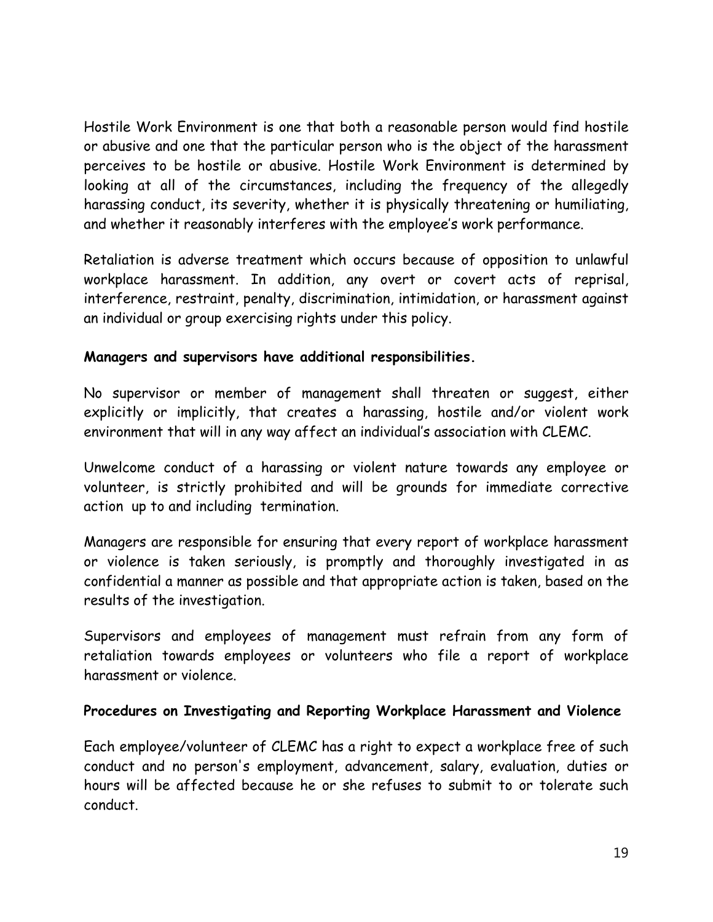Hostile Work Environment is one that both a reasonable person would find hostile or abusive and one that the particular person who is the object of the harassment perceives to be hostile or abusive. Hostile Work Environment is determined by looking at all of the circumstances, including the frequency of the allegedly harassing conduct, its severity, whether it is physically threatening or humiliating, and whether it reasonably interferes with the employee's work performance.

Retaliation is adverse treatment which occurs because of opposition to unlawful workplace harassment. In addition, any overt or covert acts of reprisal, interference, restraint, penalty, discrimination, intimidation, or harassment against an individual or group exercising rights under this policy.

**Managers and supervisors have additional responsibilities.**

No supervisor or member of management shall threaten or suggest, either explicitly or implicitly, that creates a harassing, hostile and/or violent work environment that will in any way affect an individual's association with CLEMC.

Unwelcome conduct of a harassing or violent nature towards any employee or volunteer, is strictly prohibited and will be grounds for immediate corrective action up to and including termination.

Managers are responsible for ensuring that every report of workplace harassment or violence is taken seriously, is promptly and thoroughly investigated in as confidential a manner as possible and that appropriate action is taken, based on the results of the investigation.

Supervisors and employees of management must refrain from any form of retaliation towards employees or volunteers who file a report of workplace harassment or violence.

**Procedures on Investigating and Reporting Workplace Harassment and Violence**

Each employee/volunteer of CLEMC has a right to expect a workplace free of such conduct and no person's employment, advancement, salary, evaluation, duties or hours will be affected because he or she refuses to submit to or tolerate such conduct.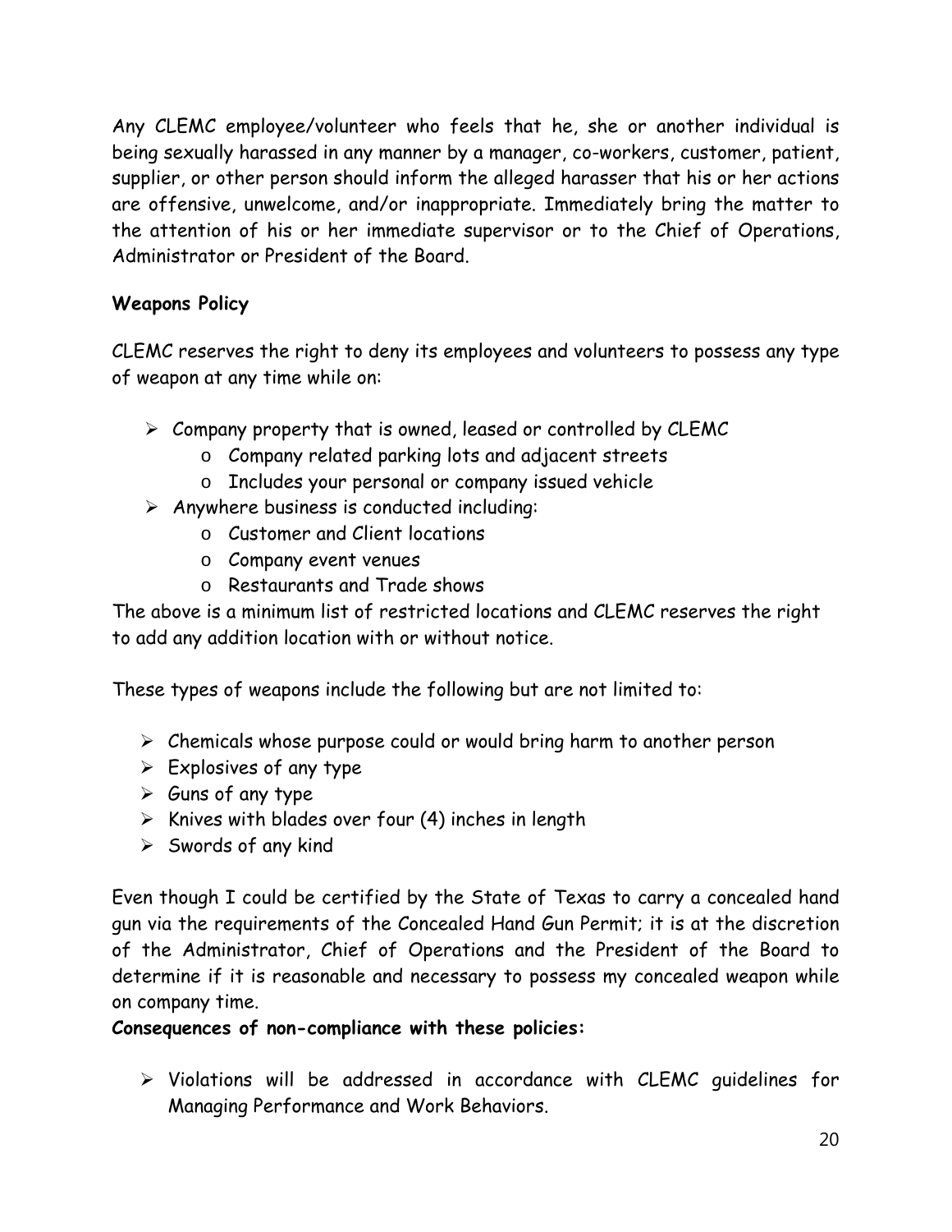Any CLEMC employee/volunteer who feels that he, she or another individual is being sexually harassed in any manner by a manager, co-workers, customer, patient, supplier, or other person should inform the alleged harasser that his or her actions are offensive, unwelcome, and/or inappropriate. Immediately bring the matter to the attention of his or her immediate supervisor or to the Chief of Operations, Administrator or President of the Board.

**Weapons Policy**

CLEMC reserves the right to deny its employees and volunteers to possess any type of weapon at any time while on:

- Company property that is owned, leased or controlled by CLEMC
  - Company related parking lots and adjacent streets
  - Includes your personal or company issued vehicle
- Anywhere business is conducted including:
  - Customer and Client locations
  - Company event venues
  - Restaurants and Trade shows

The above is a minimum list of restricted locations and CLEMC reserves the right to add any addition location with or without notice.

These types of weapons include the following but are not limited to:

- Chemicals whose purpose could or would bring harm to another person
- Explosives of any type
- Guns of any type
- Knives with blades over four (4) inches in length
- Swords of any kind

Even though I could be certified by the State of Texas to carry a concealed hand gun via the requirements of the Concealed Hand Gun Permit; it is at the discretion of the Administrator, Chief of Operations and the President of the Board to determine if it is reasonable and necessary to possess my concealed weapon while on company time.

**Consequences of non-compliance with these policies:**

- Violations will be addressed in accordance with CLEMC guidelines for Managing Performance and Work Behaviors.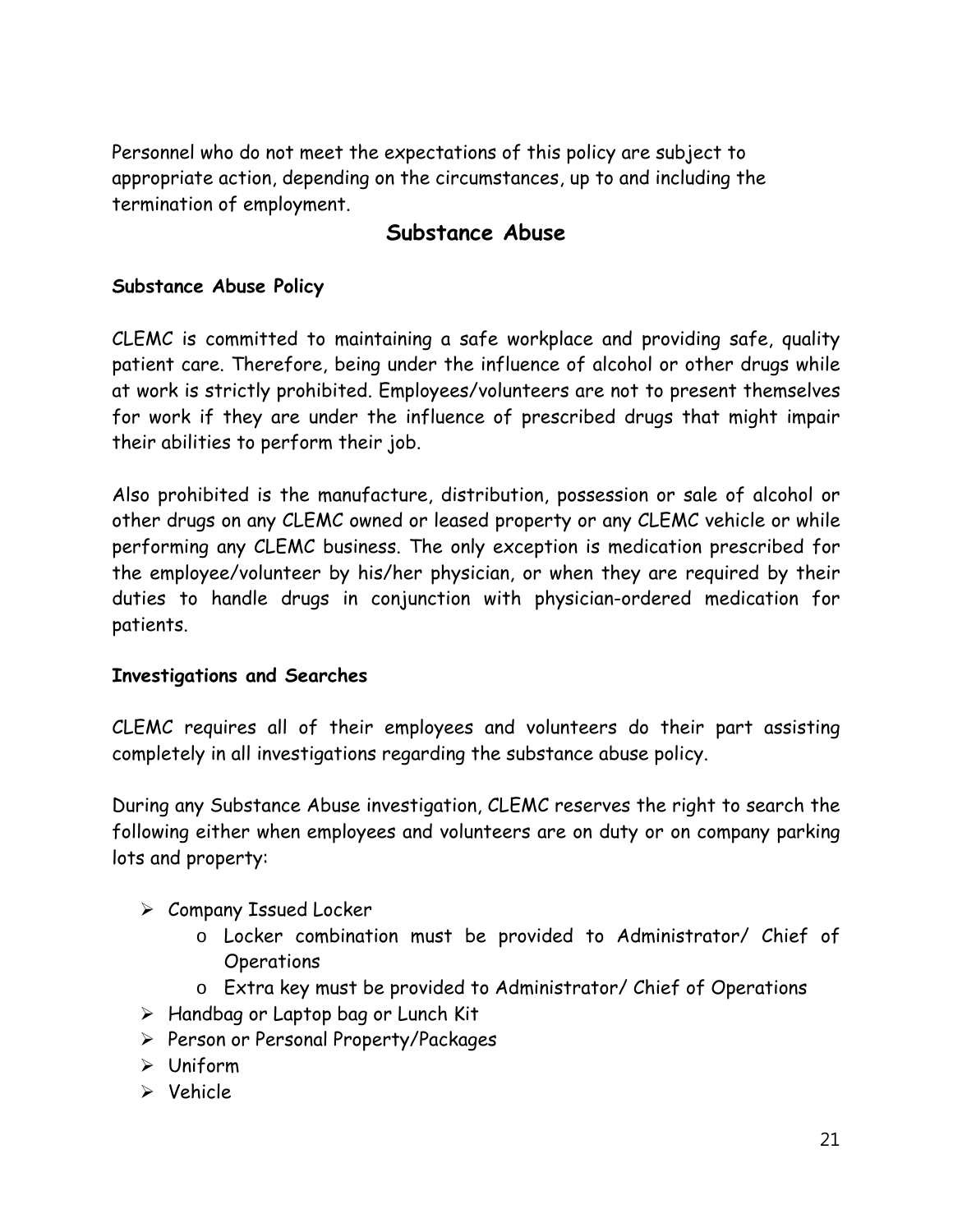Personnel who do not meet the expectations of this policy are subject to appropriate action, depending on the circumstances, up to and including the termination of employment.

## Substance Abuse

**Substance Abuse Policy**

CLEMC is committed to maintaining a safe workplace and providing safe, quality patient care. Therefore, being under the influence of alcohol or other drugs while at work is strictly prohibited. Employees/volunteers are not to present themselves for work if they are under the influence of prescribed drugs that might impair their abilities to perform their job.

Also prohibited is the manufacture, distribution, possession or sale of alcohol or other drugs on any CLEMC owned or leased property or any CLEMC vehicle or while performing any CLEMC business. The only exception is medication prescribed for the employee/volunteer by his/her physician, or when they are required by their duties to handle drugs in conjunction with physician-ordered medication for patients.

**Investigations and Searches**

CLEMC requires all of their employees and volunteers do their part assisting completely in all investigations regarding the substance abuse policy.

During any Substance Abuse investigation, CLEMC reserves the right to search the following either when employees and volunteers are on duty or on company parking lots and property:

- Company Issued Locker
  - Locker combination must be provided to Administrator/ Chief of Operations
  - Extra key must be provided to Administrator/ Chief of Operations
- Handbag or Laptop bag or Lunch Kit
- Person or Personal Property/Packages
- Uniform
- Vehicle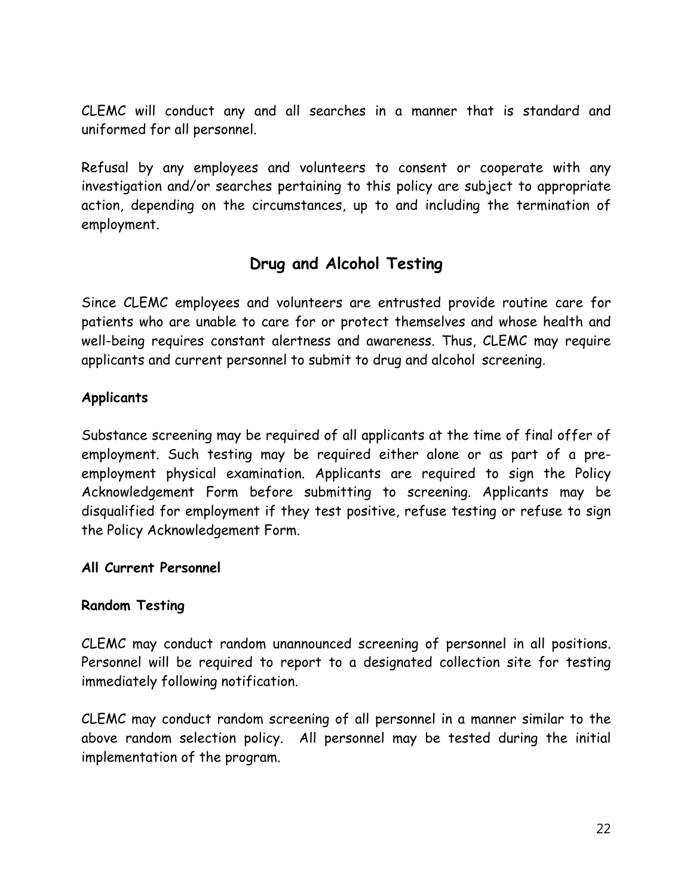CLEMC will conduct any and all searches in a manner that is standard and uniformed for all personnel.

Refusal by any employees and volunteers to consent or cooperate with any investigation and/or searches pertaining to this policy are subject to appropriate action, depending on the circumstances, up to and including the termination of employment.

## Drug and Alcohol Testing

Since CLEMC employees and volunteers are entrusted provide routine care for patients who are unable to care for or protect themselves and whose health and well-being requires constant alertness and awareness. Thus, CLEMC may require applicants and current personnel to submit to drug and alcohol screening.

**Applicants**

Substance screening may be required of all applicants at the time of final offer of employment. Such testing may be required either alone or as part of a pre-employment physical examination. Applicants are required to sign the Policy Acknowledgement Form before submitting to screening. Applicants may be disqualified for employment if they test positive, refuse testing or refuse to sign the Policy Acknowledgement Form.

**All Current Personnel**

**Random Testing**

CLEMC may conduct random unannounced screening of personnel in all positions. Personnel will be required to report to a designated collection site for testing immediately following notification.

CLEMC may conduct random screening of all personnel in a manner similar to the above random selection policy. All personnel may be tested during the initial implementation of the program.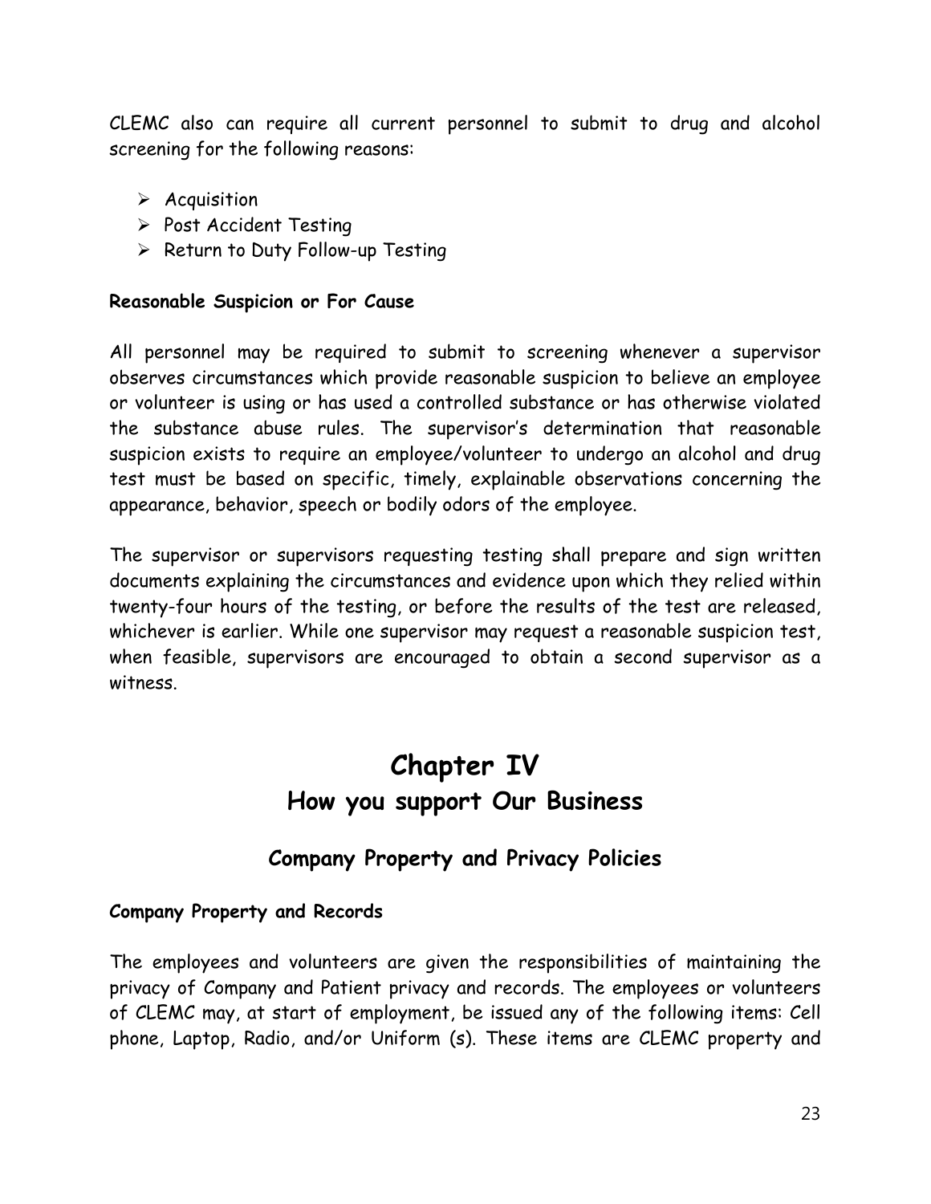CLEMC also can require all current personnel to submit to drug and alcohol screening for the following reasons:

- Acquisition
- Post Accident Testing
- Return to Duty Follow-up Testing

**Reasonable Suspicion or For Cause**

All personnel may be required to submit to screening whenever a supervisor observes circumstances which provide reasonable suspicion to believe an employee or volunteer is using or has used a controlled substance or has otherwise violated the substance abuse rules. The supervisor's determination that reasonable suspicion exists to require an employee/volunteer to undergo an alcohol and drug test must be based on specific, timely, explainable observations concerning the appearance, behavior, speech or bodily odors of the employee.

The supervisor or supervisors requesting testing shall prepare and sign written documents explaining the circumstances and evidence upon which they relied within twenty-four hours of the testing, or before the results of the test are released, whichever is earlier. While one supervisor may request a reasonable suspicion test, when feasible, supervisors are encouraged to obtain a second supervisor as a witness.

# Chapter IV

## How you support Our Business

### Company Property and Privacy Policies

**Company Property and Records**

The employees and volunteers are given the responsibilities of maintaining the privacy of Company and Patient privacy and records. The employees or volunteers of CLEMC may, at start of employment, be issued any of the following items: Cell phone, Laptop, Radio, and/or Uniform (s). These items are CLEMC property and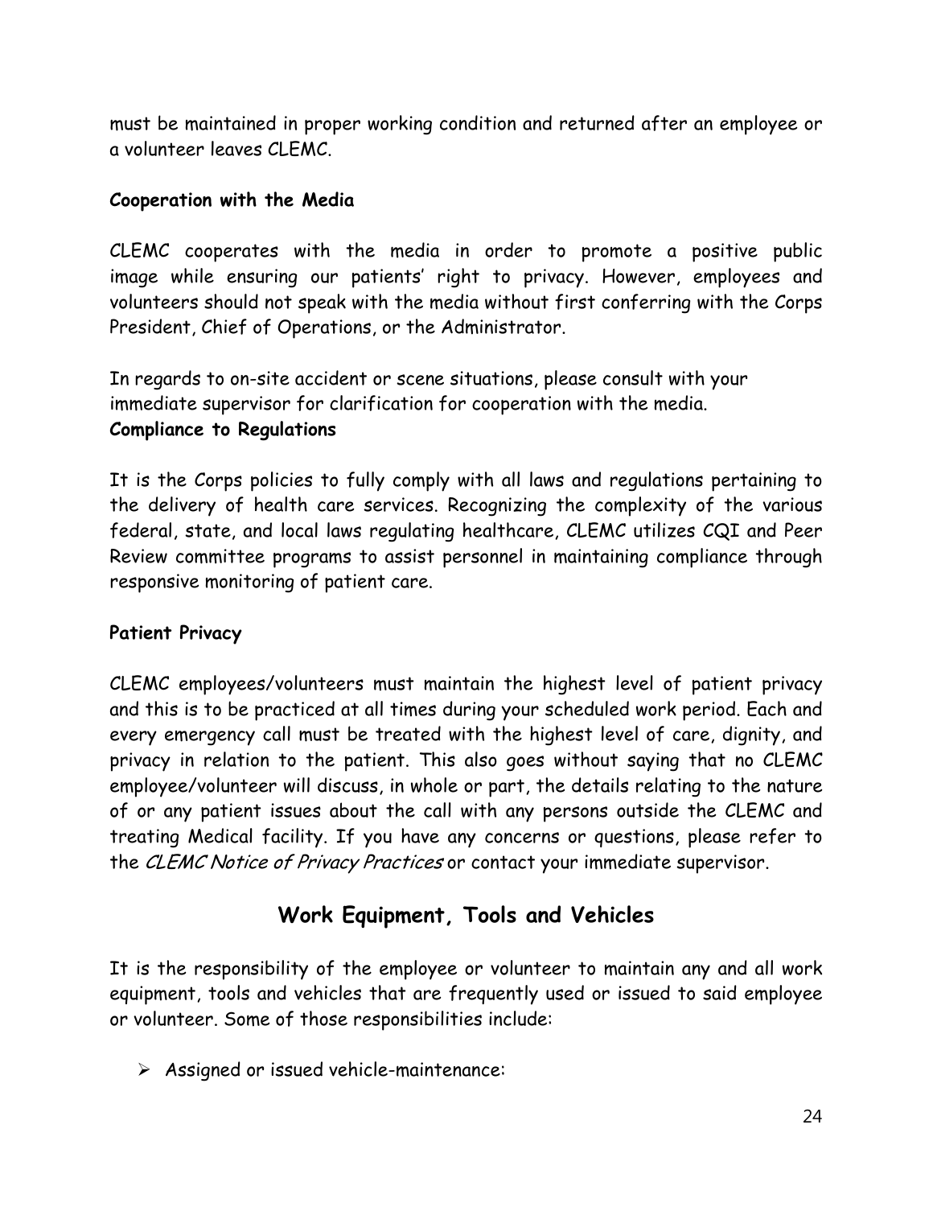must be maintained in proper working condition and returned after an employee or a volunteer leaves CLEMC.

**Cooperation with the Media**

CLEMC cooperates with the media in order to promote a positive public image while ensuring our patients' right to privacy. However, employees and volunteers should not speak with the media without first conferring with the Corps President, Chief of Operations, or the Administrator.

In regards to on-site accident or scene situations, please consult with your immediate supervisor for clarification for cooperation with the media.

**Compliance to Regulations**

It is the Corps policies to fully comply with all laws and regulations pertaining to the delivery of health care services. Recognizing the complexity of the various federal, state, and local laws regulating healthcare, CLEMC utilizes CQI and Peer Review committee programs to assist personnel in maintaining compliance through responsive monitoring of patient care.

**Patient Privacy**

CLEMC employees/volunteers must maintain the highest level of patient privacy and this is to be practiced at all times during your scheduled work period. Each and every emergency call must be treated with the highest level of care, dignity, and privacy in relation to the patient. This also goes without saying that no CLEMC employee/volunteer will discuss, in whole or part, the details relating to the nature of or any patient issues about the call with any persons outside the CLEMC and treating Medical facility. If you have any concerns or questions, please refer to the *CLEMC Notice of Privacy Practices* or contact your immediate supervisor.

## Work Equipment, Tools and Vehicles

It is the responsibility of the employee or volunteer to maintain any and all work equipment, tools and vehicles that are frequently used or issued to said employee or volunteer. Some of those responsibilities include:

- Assigned or issued vehicle-maintenance: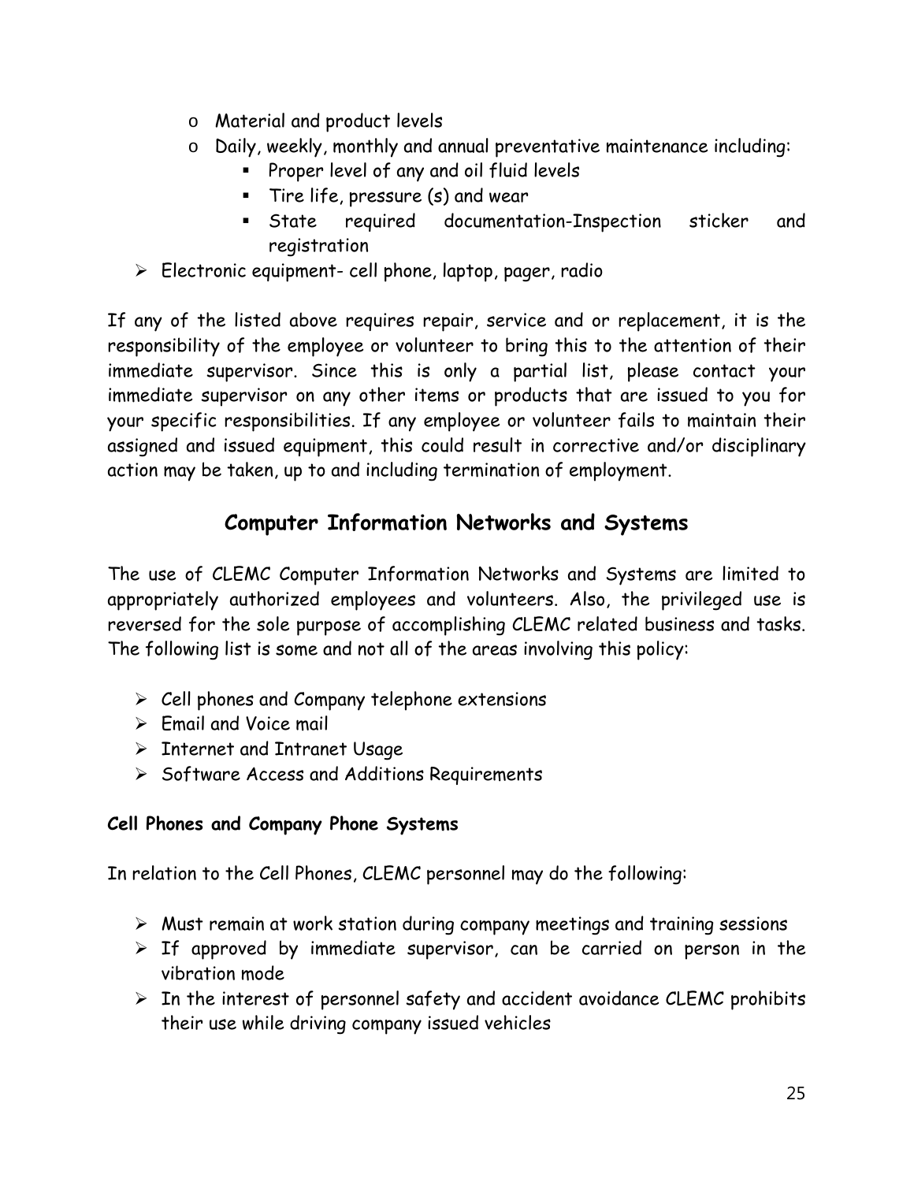- Material and product levels
  - Daily, weekly, monthly and annual preventative maintenance including:
    - Proper level of any and oil fluid levels
    - Tire life, pressure (s) and wear
    - State required documentation-Inspection sticker and registration
- Electronic equipment- cell phone, laptop, pager, radio

If any of the listed above requires repair, service and or replacement, it is the responsibility of the employee or volunteer to bring this to the attention of their immediate supervisor. Since this is only a partial list, please contact your immediate supervisor on any other items or products that are issued to you for your specific responsibilities. If any employee or volunteer fails to maintain their assigned and issued equipment, this could result in corrective and/or disciplinary action may be taken, up to and including termination of employment.

## Computer Information Networks and Systems

The use of CLEMC Computer Information Networks and Systems are limited to appropriately authorized employees and volunteers. Also, the privileged use is reversed for the sole purpose of accomplishing CLEMC related business and tasks. The following list is some and not all of the areas involving this policy:

- Cell phones and Company telephone extensions
- Email and Voice mail
- Internet and Intranet Usage
- Software Access and Additions Requirements

**Cell Phones and Company Phone Systems**

In relation to the Cell Phones, CLEMC personnel may do the following:

- Must remain at work station during company meetings and training sessions
- If approved by immediate supervisor, can be carried on person in the vibration mode
- In the interest of personnel safety and accident avoidance CLEMC prohibits their use while driving company issued vehicles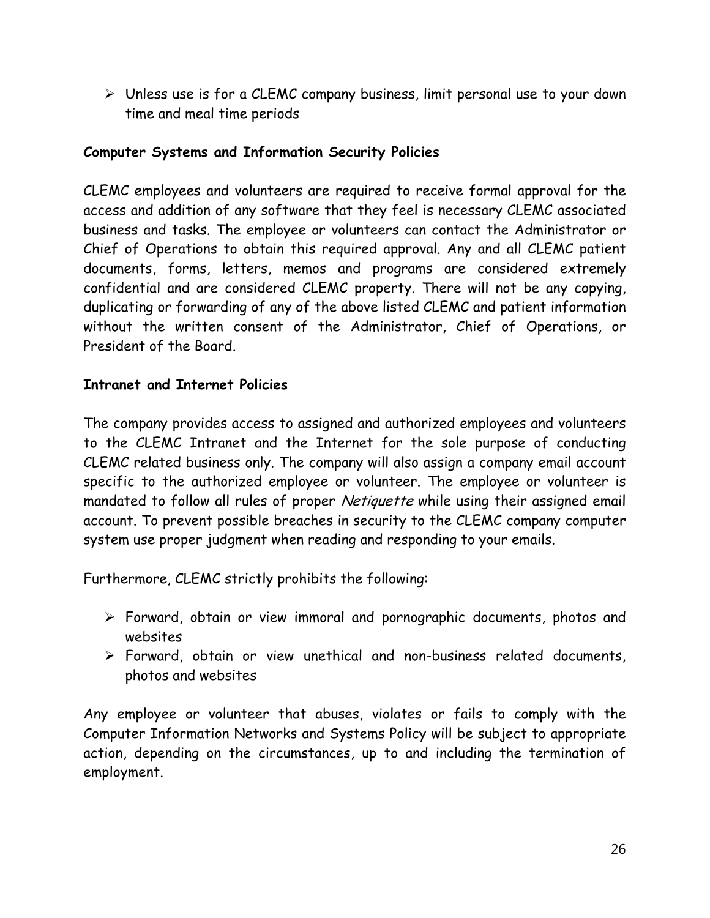- Unless use is for a CLEMC company business, limit personal use to your down time and meal time periods

**Computer Systems and Information Security Policies**

CLEMC employees and volunteers are required to receive formal approval for the access and addition of any software that they feel is necessary CLEMC associated business and tasks. The employee or volunteers can contact the Administrator or Chief of Operations to obtain this required approval. Any and all CLEMC patient documents, forms, letters, memos and programs are considered extremely confidential and are considered CLEMC property. There will not be any copying, duplicating or forwarding of any of the above listed CLEMC and patient information without the written consent of the Administrator, Chief of Operations, or President of the Board.

**Intranet and Internet Policies**

The company provides access to assigned and authorized employees and volunteers to the CLEMC Intranet and the Internet for the sole purpose of conducting CLEMC related business only. The company will also assign a company email account specific to the authorized employee or volunteer. The employee or volunteer is mandated to follow all rules of proper *Netiquette* while using their assigned email account. To prevent possible breaches in security to the CLEMC company computer system use proper judgment when reading and responding to your emails.

Furthermore, CLEMC strictly prohibits the following:

- Forward, obtain or view immoral and pornographic documents, photos and websites
- Forward, obtain or view unethical and non-business related documents, photos and websites

Any employee or volunteer that abuses, violates or fails to comply with the Computer Information Networks and Systems Policy will be subject to appropriate action, depending on the circumstances, up to and including the termination of employment.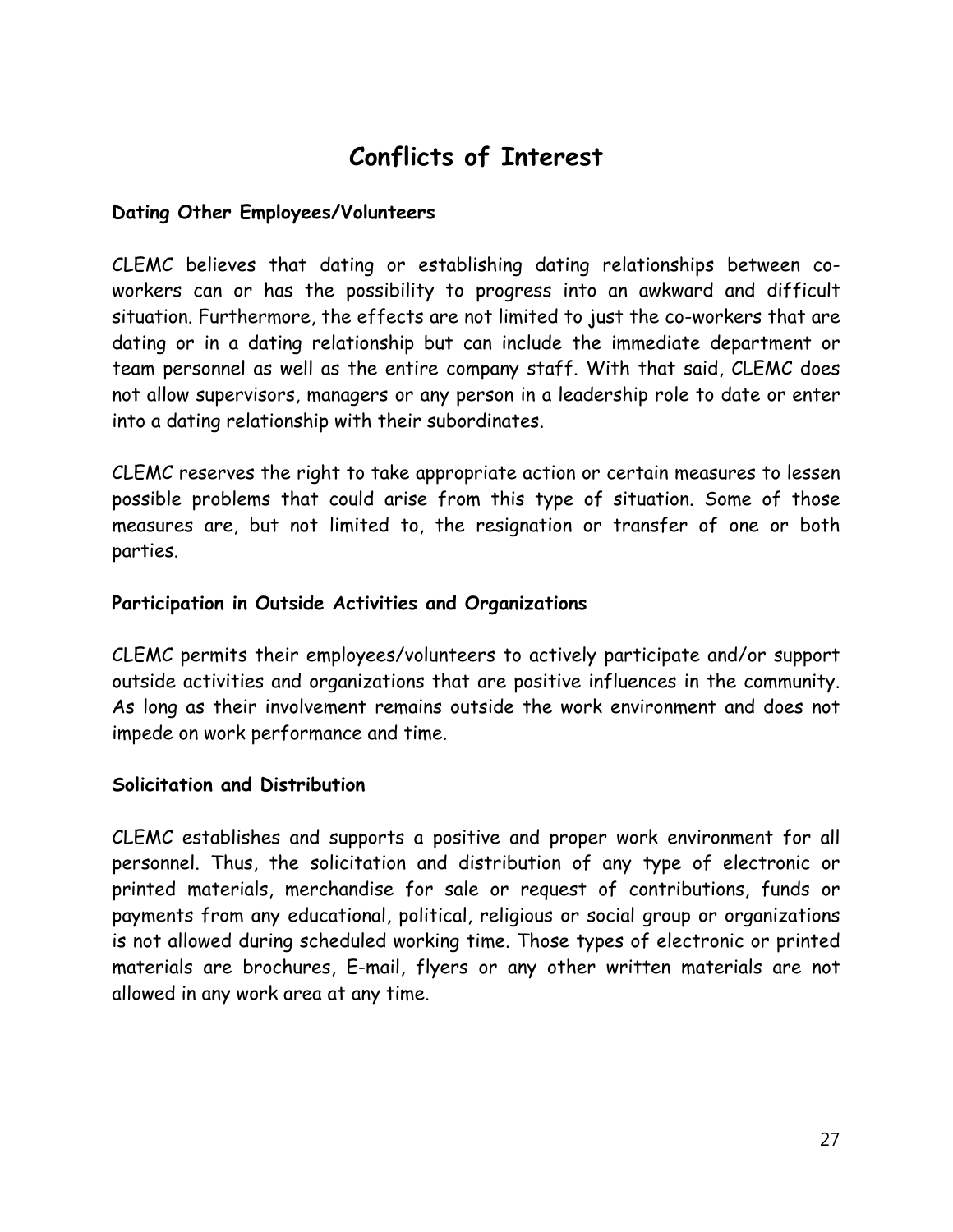# Conflicts of Interest

### Dating Other Employees/Volunteers

CLEMC believes that dating or establishing dating relationships between co-workers can or has the possibility to progress into an awkward and difficult situation. Furthermore, the effects are not limited to just the co-workers that are dating or in a dating relationship but can include the immediate department or team personnel as well as the entire company staff. With that said, CLEMC does not allow supervisors, managers or any person in a leadership role to date or enter into a dating relationship with their subordinates.

CLEMC reserves the right to take appropriate action or certain measures to lessen possible problems that could arise from this type of situation. Some of those measures are, but not limited to, the resignation or transfer of one or both parties.

### Participation in Outside Activities and Organizations

CLEMC permits their employees/volunteers to actively participate and/or support outside activities and organizations that are positive influences in the community. As long as their involvement remains outside the work environment and does not impede on work performance and time.

### Solicitation and Distribution

CLEMC establishes and supports a positive and proper work environment for all personnel. Thus, the solicitation and distribution of any type of electronic or printed materials, merchandise for sale or request of contributions, funds or payments from any educational, political, religious or social group or organizations is not allowed during scheduled working time. Those types of electronic or printed materials are brochures, E-mail, flyers or any other written materials are not allowed in any work area at any time.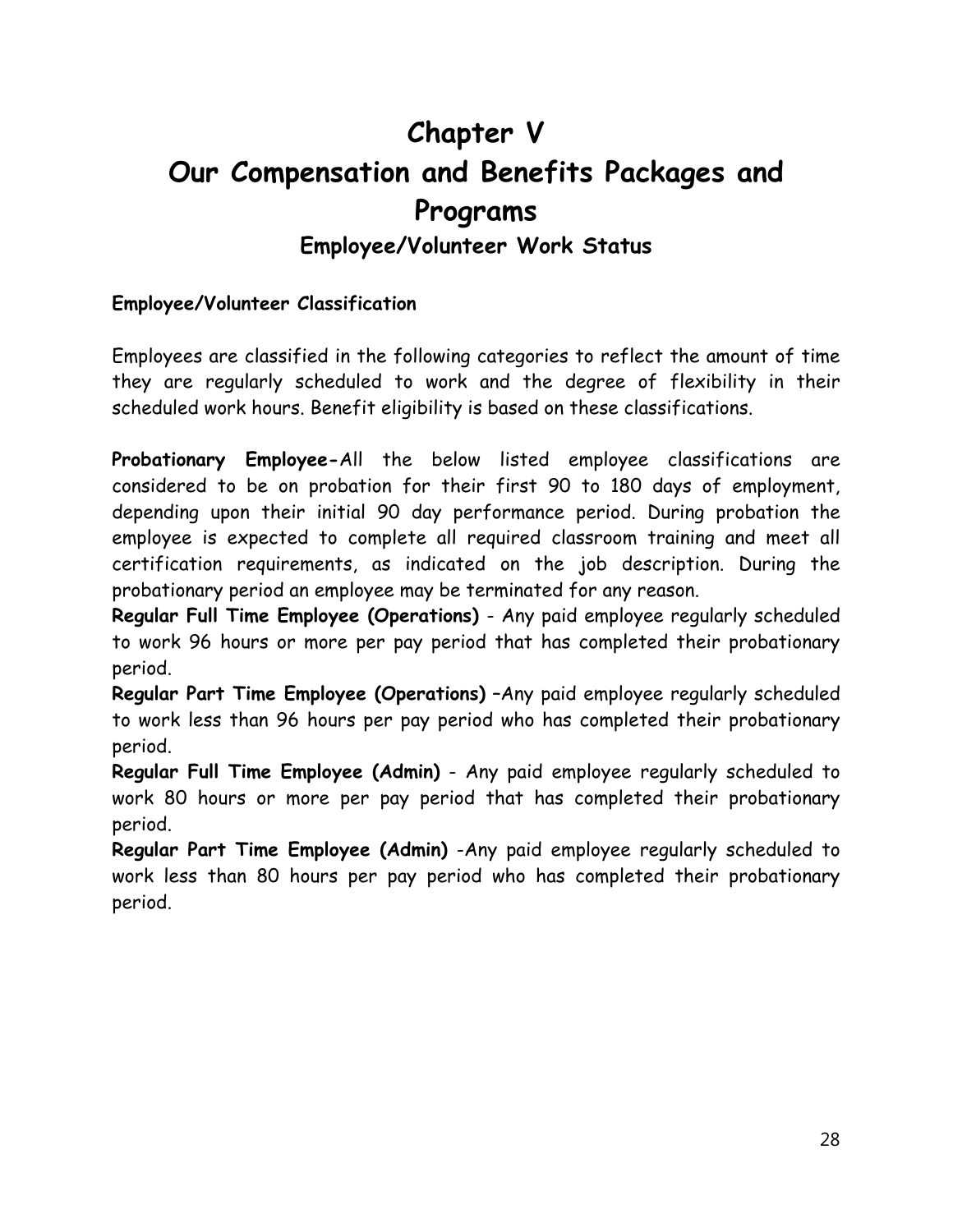# Chapter V

# Our Compensation and Benefits Packages and Programs

## Employee/Volunteer Work Status

**Employee/Volunteer Classification**

Employees are classified in the following categories to reflect the amount of time they are regularly scheduled to work and the degree of flexibility in their scheduled work hours. Benefit eligibility is based on these classifications.

**Probationary Employee-**All the below listed employee classifications are considered to be on probation for their first 90 to 180 days of employment, depending upon their initial 90 day performance period. During probation the employee is expected to complete all required classroom training and meet all certification requirements, as indicated on the job description. During the probationary period an employee may be terminated for any reason.

**Regular Full Time Employee (Operations)** - Any paid employee regularly scheduled to work 96 hours or more per pay period that has completed their probationary period.

**Regular Part Time Employee (Operations)** –Any paid employee regularly scheduled to work less than 96 hours per pay period who has completed their probationary period.

**Regular Full Time Employee (Admin)** - Any paid employee regularly scheduled to work 80 hours or more per pay period that has completed their probationary period.

**Regular Part Time Employee (Admin)** -Any paid employee regularly scheduled to work less than 80 hours per pay period who has completed their probationary period.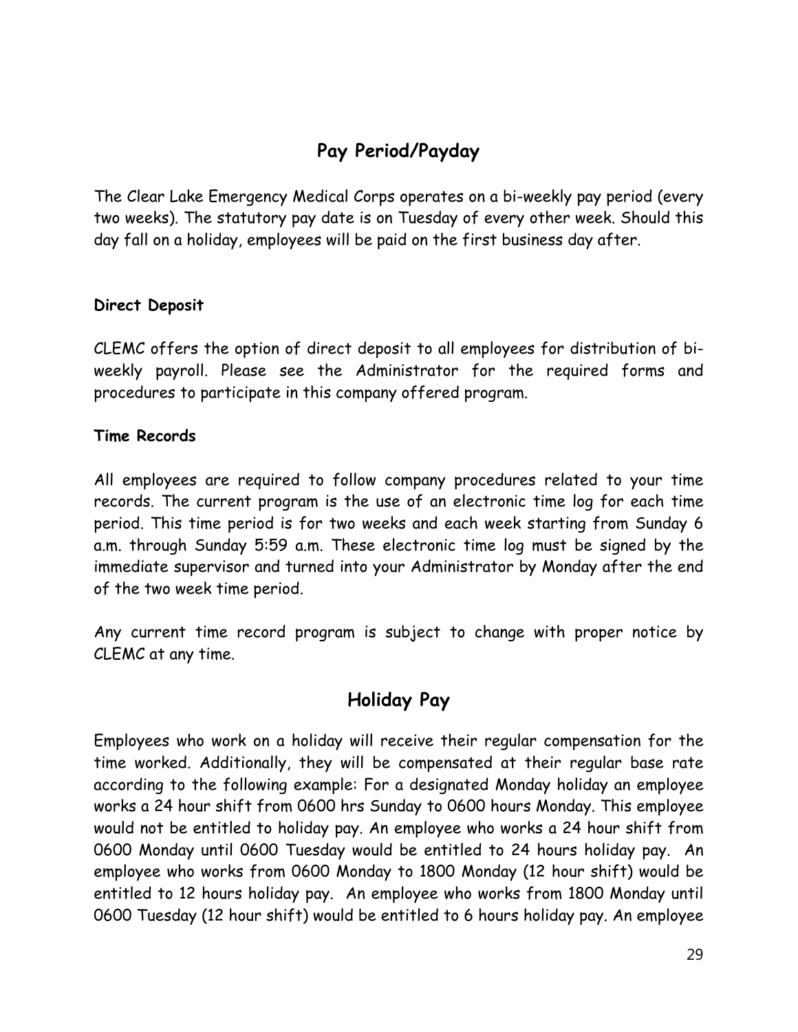## Pay Period/Payday

The Clear Lake Emergency Medical Corps operates on a bi-weekly pay period (every two weeks). The statutory pay date is on Tuesday of every other week. Should this day fall on a holiday, employees will be paid on the first business day after.

**Direct Deposit**

CLEMC offers the option of direct deposit to all employees for distribution of bi-weekly payroll. Please see the Administrator for the required forms and procedures to participate in this company offered program.

**Time Records**

All employees are required to follow company procedures related to your time records. The current program is the use of an electronic time log for each time period. This time period is for two weeks and each week starting from Sunday 6 a.m. through Sunday 5:59 a.m. These electronic time log must be signed by the immediate supervisor and turned into your Administrator by Monday after the end of the two week time period.

Any current time record program is subject to change with proper notice by CLEMC at any time.

## Holiday Pay

Employees who work on a holiday will receive their regular compensation for the time worked. Additionally, they will be compensated at their regular base rate according to the following example: For a designated Monday holiday an employee works a 24 hour shift from 0600 hrs Sunday to 0600 hours Monday. This employee would not be entitled to holiday pay. An employee who works a 24 hour shift from 0600 Monday until 0600 Tuesday would be entitled to 24 hours holiday pay. An employee who works from 0600 Monday to 1800 Monday (12 hour shift) would be entitled to 12 hours holiday pay. An employee who works from 1800 Monday until 0600 Tuesday (12 hour shift) would be entitled to 6 hours holiday pay. An employee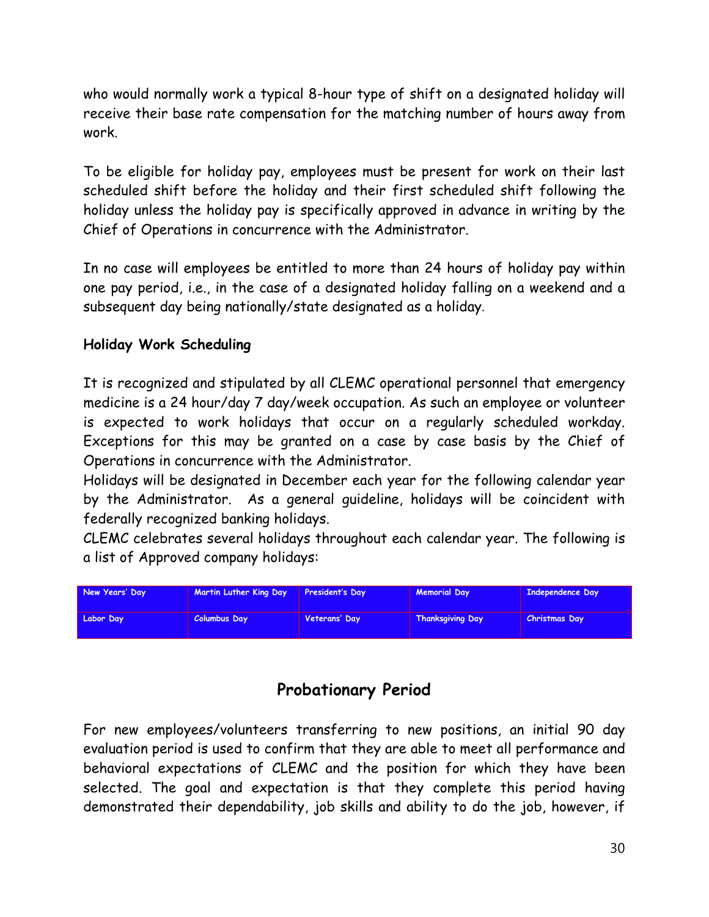who would normally work a typical 8-hour type of shift on a designated holiday will receive their base rate compensation for the matching number of hours away from work.

To be eligible for holiday pay, employees must be present for work on their last scheduled shift before the holiday and their first scheduled shift following the holiday unless the holiday pay is specifically approved in advance in writing by the Chief of Operations in concurrence with the Administrator.

In no case will employees be entitled to more than 24 hours of holiday pay within one pay period, i.e., in the case of a designated holiday falling on a weekend and a subsequent day being nationally/state designated as a holiday.

**Holiday Work Scheduling**

It is recognized and stipulated by all CLEMC operational personnel that emergency medicine is a 24 hour/day 7 day/week occupation. As such an employee or volunteer is expected to work holidays that occur on a regularly scheduled workday. Exceptions for this may be granted on a case by case basis by the Chief of Operations in concurrence with the Administrator.
Holidays will be designated in December each year for the following calendar year by the Administrator. As a general guideline, holidays will be coincident with federally recognized banking holidays.
CLEMC celebrates several holidays throughout each calendar year. The following is a list of Approved company holidays:

| New Years' Day | Martin Luther King Day | President's Day | Memorial Day | Independence Day |
|---|---|---|---|---|
| Labor Day | Columbus Day | Veterans' Day | Thanksgiving Day | Christmas Day |

## Probationary Period

For new employees/volunteers transferring to new positions, an initial 90 day evaluation period is used to confirm that they are able to meet all performance and behavioral expectations of CLEMC and the position for which they have been selected. The goal and expectation is that they complete this period having demonstrated their dependability, job skills and ability to do the job, however, if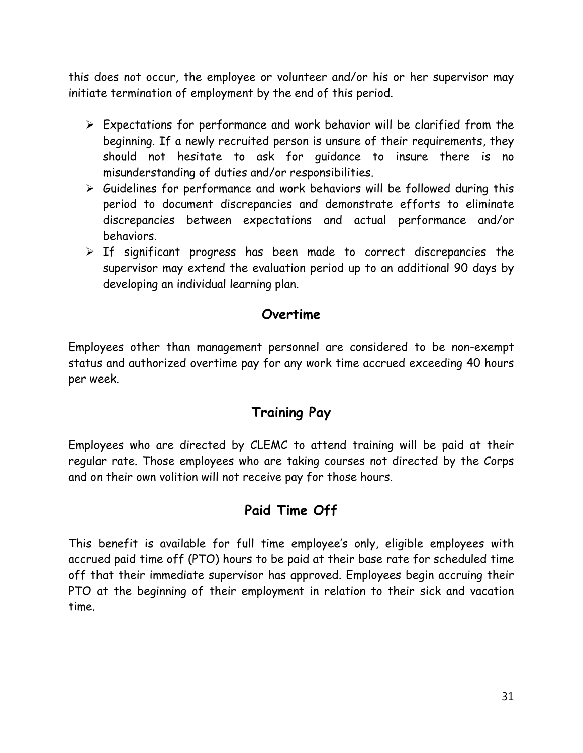this does not occur, the employee or volunteer and/or his or her supervisor may initiate termination of employment by the end of this period.

- Expectations for performance and work behavior will be clarified from the beginning. If a newly recruited person is unsure of their requirements, they should not hesitate to ask for guidance to insure there is no misunderstanding of duties and/or responsibilities.
- Guidelines for performance and work behaviors will be followed during this period to document discrepancies and demonstrate efforts to eliminate discrepancies between expectations and actual performance and/or behaviors.
- If significant progress has been made to correct discrepancies the supervisor may extend the evaluation period up to an additional 90 days by developing an individual learning plan.

## Overtime

Employees other than management personnel are considered to be non-exempt status and authorized overtime pay for any work time accrued exceeding 40 hours per week.

## Training Pay

Employees who are directed by CLEMC to attend training will be paid at their regular rate. Those employees who are taking courses not directed by the Corps and on their own volition will not receive pay for those hours.

## Paid Time Off

This benefit is available for full time employee's only, eligible employees with accrued paid time off (PTO) hours to be paid at their base rate for scheduled time off that their immediate supervisor has approved. Employees begin accruing their PTO at the beginning of their employment in relation to their sick and vacation time.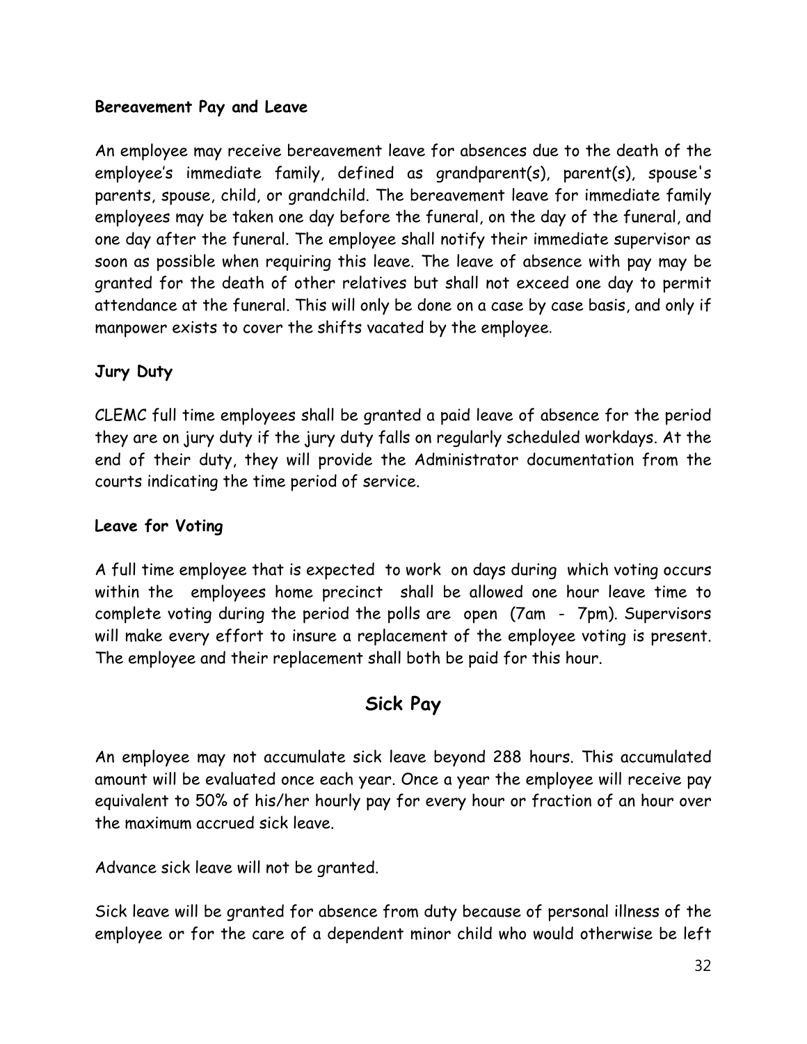**Bereavement Pay and Leave**

An employee may receive bereavement leave for absences due to the death of the employee's immediate family, defined as grandparent(s), parent(s), spouse's parents, spouse, child, or grandchild. The bereavement leave for immediate family employees may be taken one day before the funeral, on the day of the funeral, and one day after the funeral. The employee shall notify their immediate supervisor as soon as possible when requiring this leave. The leave of absence with pay may be granted for the death of other relatives but shall not exceed one day to permit attendance at the funeral. This will only be done on a case by case basis, and only if manpower exists to cover the shifts vacated by the employee.

**Jury Duty**

CLEMC full time employees shall be granted a paid leave of absence for the period they are on jury duty if the jury duty falls on regularly scheduled workdays. At the end of their duty, they will provide the Administrator documentation from the courts indicating the time period of service.

**Leave for Voting**

A full time employee that is expected to work on days during which voting occurs within the employees home precinct shall be allowed one hour leave time to complete voting during the period the polls are open (7am - 7pm). Supervisors will make every effort to insure a replacement of the employee voting is present. The employee and their replacement shall both be paid for this hour.

## Sick Pay

An employee may not accumulate sick leave beyond 288 hours. This accumulated amount will be evaluated once each year. Once a year the employee will receive pay equivalent to 50% of his/her hourly pay for every hour or fraction of an hour over the maximum accrued sick leave.

Advance sick leave will not be granted.

Sick leave will be granted for absence from duty because of personal illness of the employee or for the care of a dependent minor child who would otherwise be left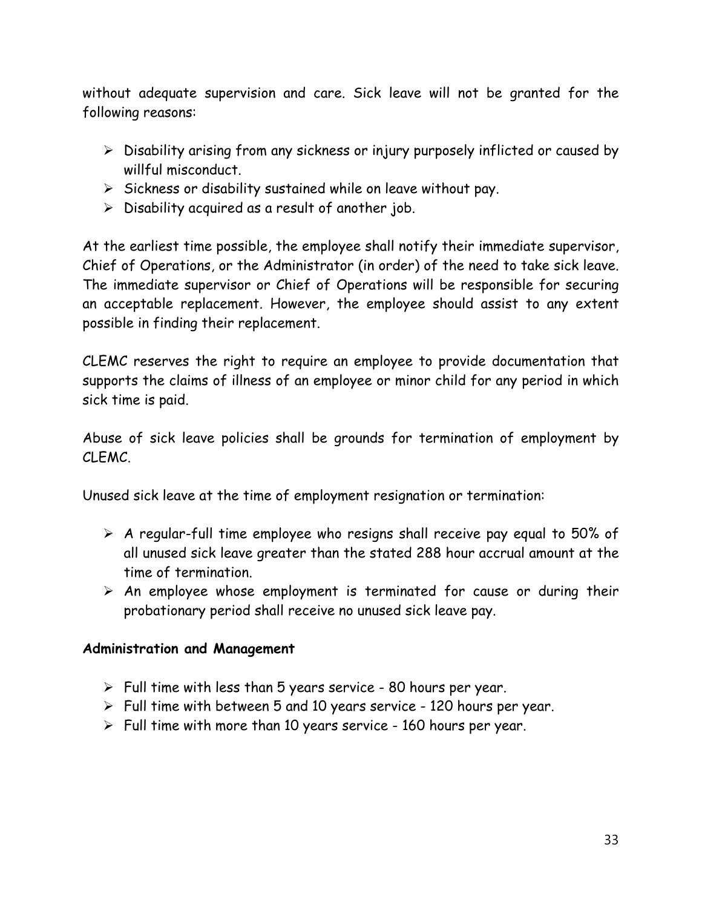without adequate supervision and care. Sick leave will not be granted for the following reasons:

- Disability arising from any sickness or injury purposely inflicted or caused by willful misconduct.
- Sickness or disability sustained while on leave without pay.
- Disability acquired as a result of another job.

At the earliest time possible, the employee shall notify their immediate supervisor, Chief of Operations, or the Administrator (in order) of the need to take sick leave. The immediate supervisor or Chief of Operations will be responsible for securing an acceptable replacement. However, the employee should assist to any extent possible in finding their replacement.

CLEMC reserves the right to require an employee to provide documentation that supports the claims of illness of an employee or minor child for any period in which sick time is paid.

Abuse of sick leave policies shall be grounds for termination of employment by CLEMC.

Unused sick leave at the time of employment resignation or termination:

- A regular-full time employee who resigns shall receive pay equal to 50% of all unused sick leave greater than the stated 288 hour accrual amount at the time of termination.
- An employee whose employment is terminated for cause or during their probationary period shall receive no unused sick leave pay.

**Administration and Management**

- Full time with less than 5 years service - 80 hours per year.
- Full time with between 5 and 10 years service - 120 hours per year.
- Full time with more than 10 years service - 160 hours per year.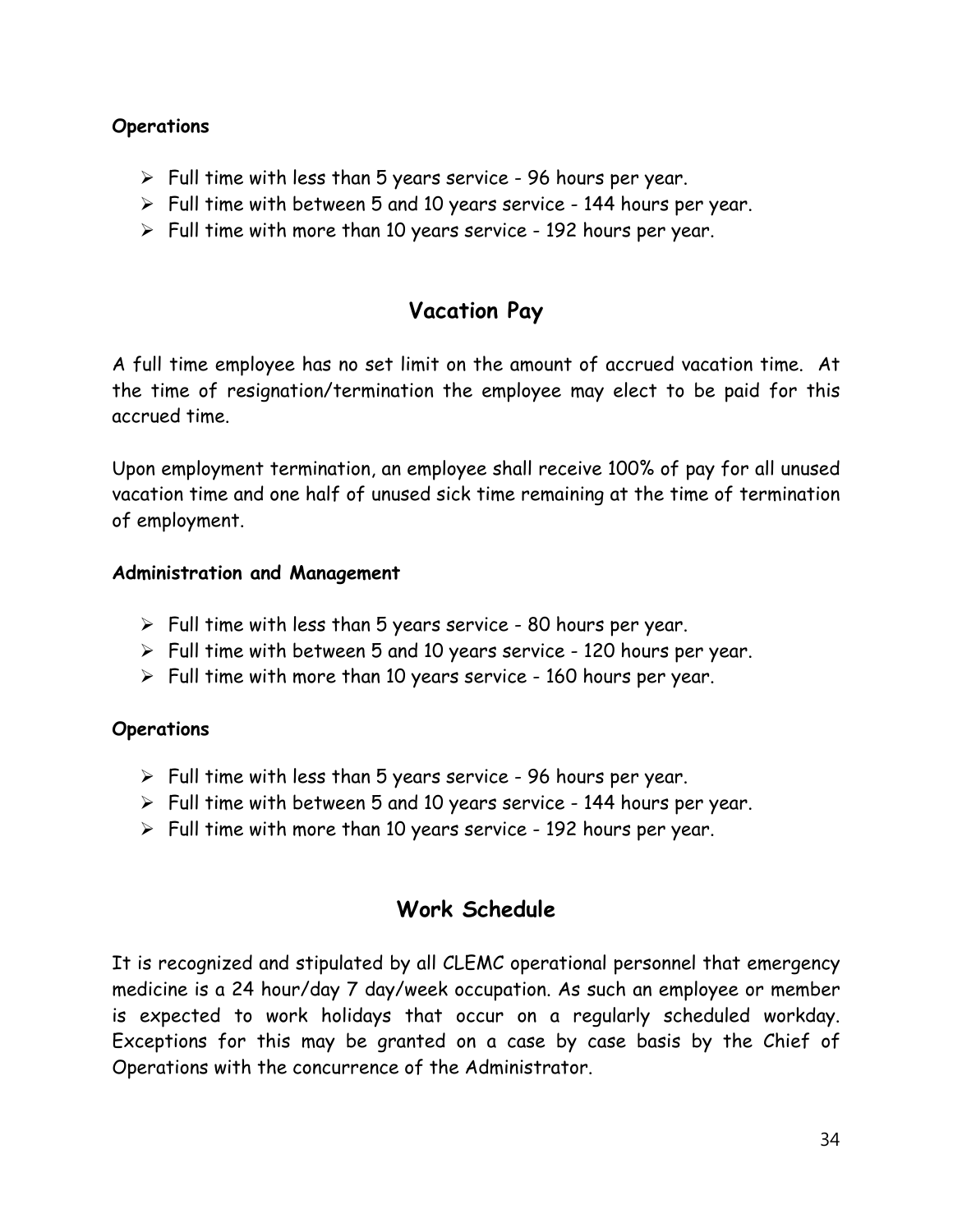**Operations**

- Full time with less than 5 years service - 96 hours per year.
- Full time with between 5 and 10 years service - 144 hours per year.
- Full time with more than 10 years service - 192 hours per year.

## Vacation Pay

A full time employee has no set limit on the amount of accrued vacation time. At the time of resignation/termination the employee may elect to be paid for this accrued time.

Upon employment termination, an employee shall receive 100% of pay for all unused vacation time and one half of unused sick time remaining at the time of termination of employment.

**Administration and Management**

- Full time with less than 5 years service - 80 hours per year.
- Full time with between 5 and 10 years service - 120 hours per year.
- Full time with more than 10 years service - 160 hours per year.

**Operations**

- Full time with less than 5 years service - 96 hours per year.
- Full time with between 5 and 10 years service - 144 hours per year.
- Full time with more than 10 years service - 192 hours per year.

## Work Schedule

It is recognized and stipulated by all CLEMC operational personnel that emergency medicine is a 24 hour/day 7 day/week occupation. As such an employee or member is expected to work holidays that occur on a regularly scheduled workday. Exceptions for this may be granted on a case by case basis by the Chief of Operations with the concurrence of the Administrator.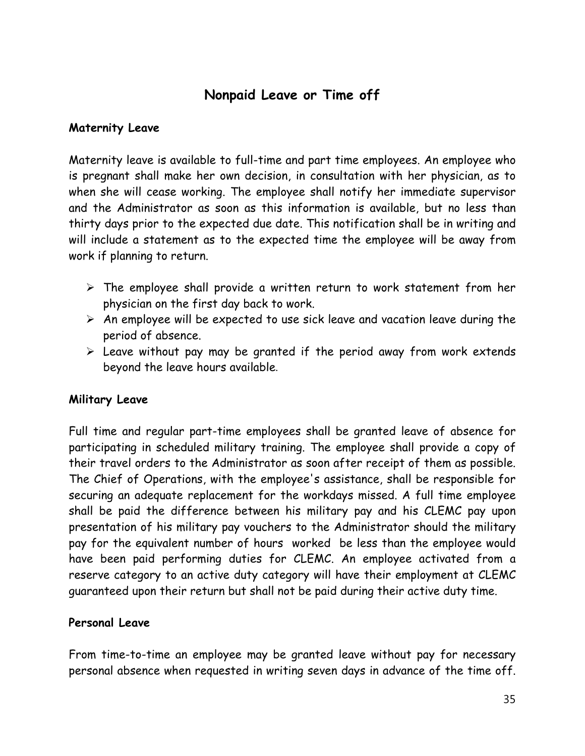# Nonpaid Leave or Time off

### Maternity Leave

Maternity leave is available to full-time and part time employees. An employee who is pregnant shall make her own decision, in consultation with her physician, as to when she will cease working. The employee shall notify her immediate supervisor and the Administrator as soon as this information is available, but no less than thirty days prior to the expected due date. This notification shall be in writing and will include a statement as to the expected time the employee will be away from work if planning to return.

- The employee shall provide a written return to work statement from her physician on the first day back to work.
- An employee will be expected to use sick leave and vacation leave during the period of absence.
- Leave without pay may be granted if the period away from work extends beyond the leave hours available.

### Military Leave

Full time and regular part-time employees shall be granted leave of absence for participating in scheduled military training. The employee shall provide a copy of their travel orders to the Administrator as soon after receipt of them as possible. The Chief of Operations, with the employee's assistance, shall be responsible for securing an adequate replacement for the workdays missed. A full time employee shall be paid the difference between his military pay and his CLEMC pay upon presentation of his military pay vouchers to the Administrator should the military pay for the equivalent number of hours worked be less than the employee would have been paid performing duties for CLEMC. An employee activated from a reserve category to an active duty category will have their employment at CLEMC guaranteed upon their return but shall not be paid during their active duty time.

### Personal Leave

From time-to-time an employee may be granted leave without pay for necessary personal absence when requested in writing seven days in advance of the time off.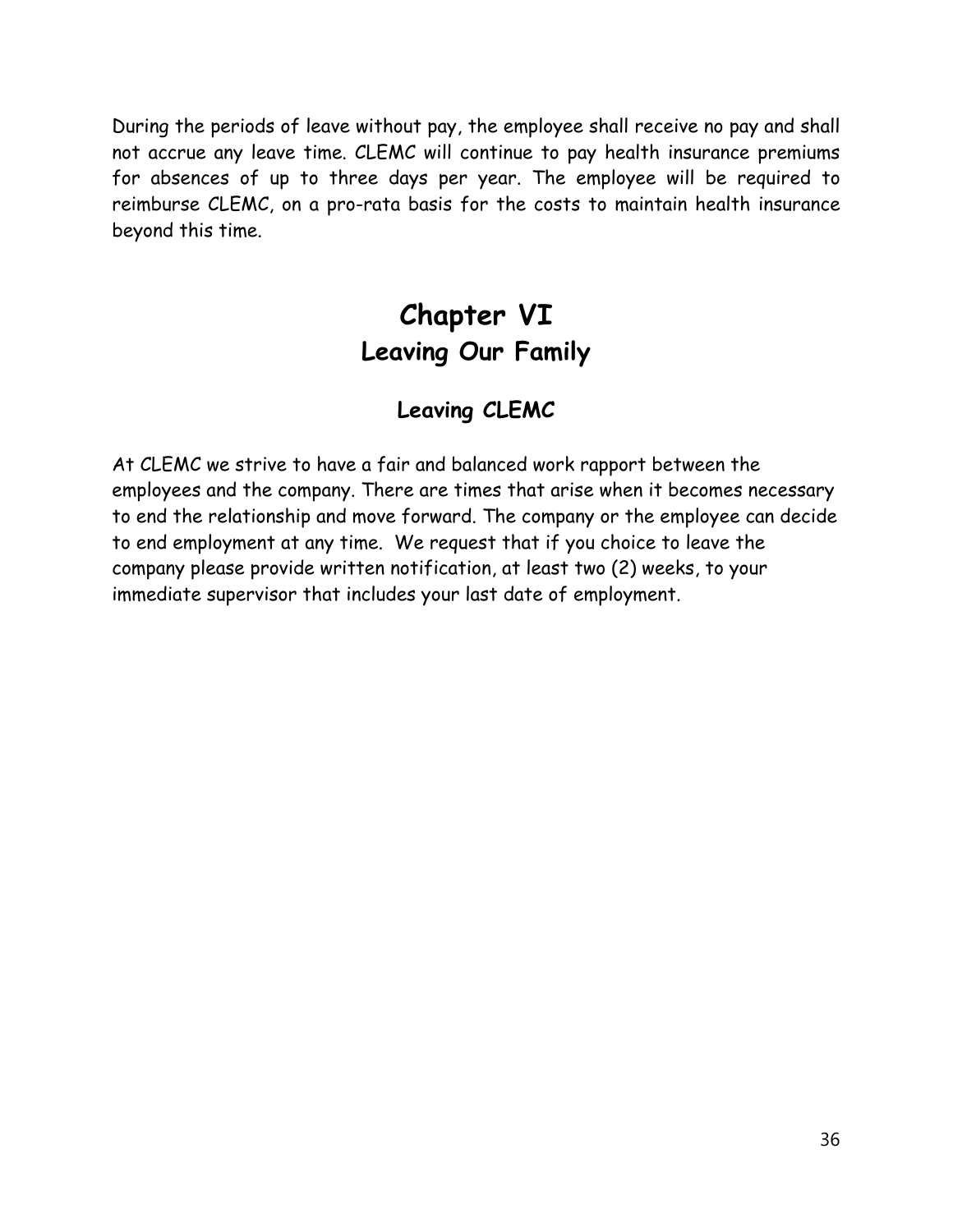During the periods of leave without pay, the employee shall receive no pay and shall not accrue any leave time. CLEMC will continue to pay health insurance premiums for absences of up to three days per year. The employee will be required to reimburse CLEMC, on a pro-rata basis for the costs to maintain health insurance beyond this time.

# Chapter VI
## Leaving Our Family

### Leaving CLEMC

At CLEMC we strive to have a fair and balanced work rapport between the employees and the company. There are times that arise when it becomes necessary to end the relationship and move forward. The company or the employee can decide to end employment at any time. We request that if you choice to leave the company please provide written notification, at least two (2) weeks, to your immediate supervisor that includes your last date of employment.